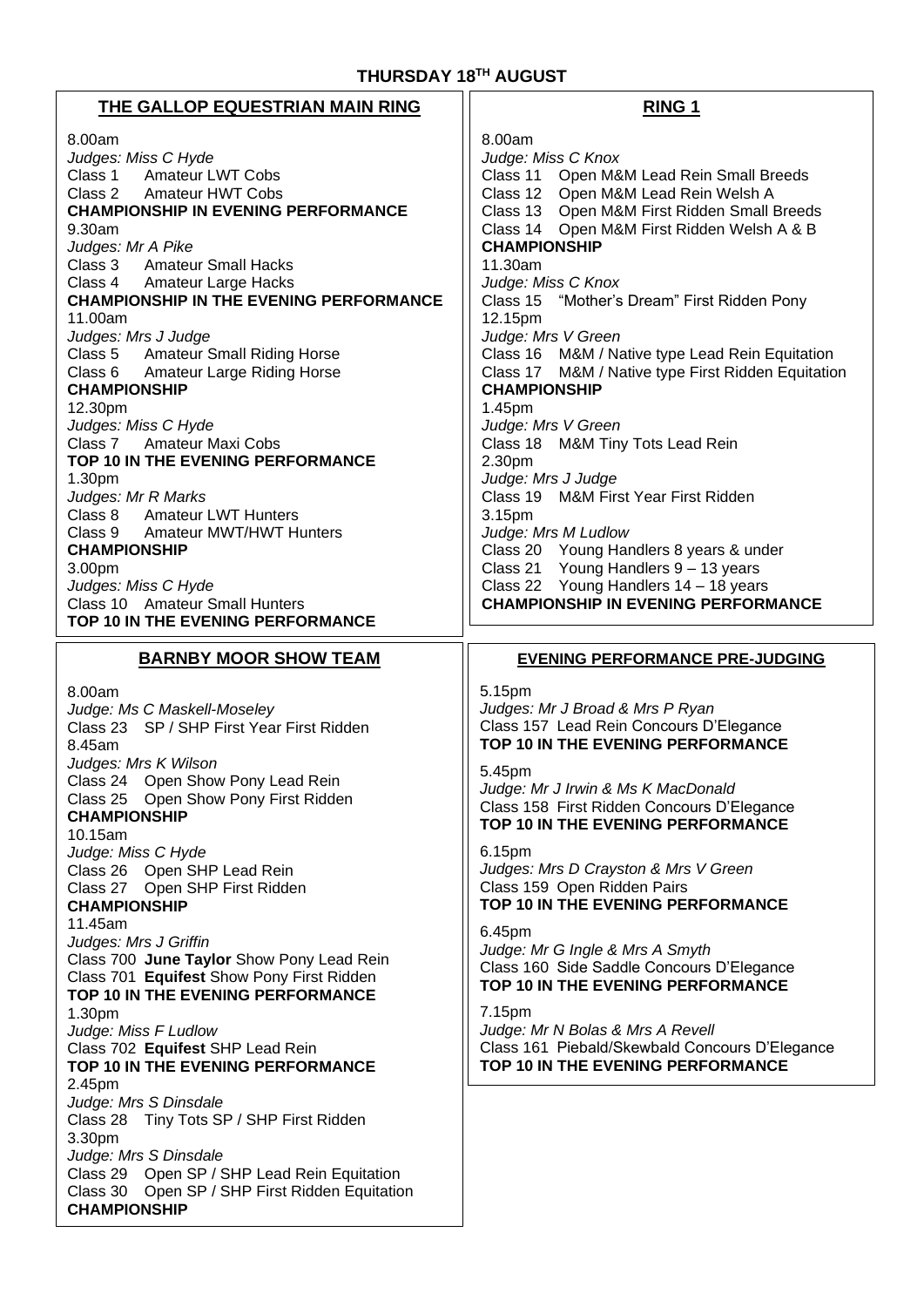# THURSDAY 18TH AUGUST

## THE GALLOP EQUESTRIAN MAIN RING

8.00am
*Judges: Miss C Hyde*
Class 1 Amateur LWT Cobs
Class 2 Amateur HWT Cobs
**CHAMPIONSHIP IN EVENING PERFORMANCE**

9.30am
*Judges: Mr A Pike*
Class 3 Amateur Small Hacks
Class 4 Amateur Large Hacks
**CHAMPIONSHIP IN THE EVENING PERFORMANCE**

11.00am
*Judges: Mrs J Judge*
Class 5 Amateur Small Riding Horse
Class 6 Amateur Large Riding Horse
**CHAMPIONSHIP**

12.30pm
*Judges: Miss C Hyde*
Class 7 Amateur Maxi Cobs
**TOP 10 IN THE EVENING PERFORMANCE**

1.30pm
*Judges: Mr R Marks*
Class 8 Amateur LWT Hunters
Class 9 Amateur MWT/HWT Hunters
**CHAMPIONSHIP**

3.00pm
*Judges: Miss C Hyde*
Class 10 Amateur Small Hunters
**TOP 10 IN THE EVENING PERFORMANCE**

## RING 1

8.00am
*Judge: Miss C Knox*
Class 11 Open M&M Lead Rein Small Breeds
Class 12 Open M&M Lead Rein Welsh A
Class 13 Open M&M First Ridden Small Breeds
Class 14 Open M&M First Ridden Welsh A & B
**CHAMPIONSHIP**

11.30am
*Judge: Miss C Knox*
Class 15 "Mother's Dream" First Ridden Pony

12.15pm
*Judge: Mrs V Green*
Class 16 M&M / Native type Lead Rein Equitation
Class 17 M&M / Native type First Ridden Equitation
**CHAMPIONSHIP**

1.45pm
*Judge: Mrs V Green*
Class 18 M&M Tiny Tots Lead Rein

2.30pm
*Judge: Mrs J Judge*
Class 19 M&M First Year First Ridden

3.15pm
*Judge: Mrs M Ludlow*
Class 20 Young Handlers 8 years & under
Class 21 Young Handlers 9 – 13 years
Class 22 Young Handlers 14 – 18 years
**CHAMPIONSHIP IN EVENING PERFORMANCE**

## BARNBY MOOR SHOW TEAM

8.00am
*Judge: Ms C Maskell-Moseley*
Class 23 SP / SHP First Year First Ridden

8.45am
*Judges: Mrs K Wilson*
Class 24 Open Show Pony Lead Rein
Class 25 Open Show Pony First Ridden
**CHAMPIONSHIP**

10.15am
*Judge: Miss C Hyde*
Class 26 Open SHP Lead Rein
Class 27 Open SHP First Ridden
**CHAMPIONSHIP**

11.45am
*Judges: Mrs J Griffin*
Class 700 **June Taylor** Show Pony Lead Rein
Class 701 **Equifest** Show Pony First Ridden
**TOP 10 IN THE EVENING PERFORMANCE**

1.30pm
*Judge: Miss F Ludlow*
Class 702 **Equifest** SHP Lead Rein
**TOP 10 IN THE EVENING PERFORMANCE**

2.45pm
*Judge: Mrs S Dinsdale*
Class 28 Tiny Tots SP / SHP First Ridden

3.30pm
*Judge: Mrs S Dinsdale*
Class 29 Open SP / SHP Lead Rein Equitation
Class 30 Open SP / SHP First Ridden Equitation
**CHAMPIONSHIP**

## EVENING PERFORMANCE PRE-JUDGING

5.15pm
*Judges: Mr J Broad & Mrs P Ryan*
Class 157 Lead Rein Concours D'Elegance
**TOP 10 IN THE EVENING PERFORMANCE**

5.45pm
*Judge: Mr J Irwin & Ms K MacDonald*
Class 158 First Ridden Concours D'Elegance
**TOP 10 IN THE EVENING PERFORMANCE**

6.15pm
*Judges: Mrs D Crayston & Mrs V Green*
Class 159 Open Ridden Pairs
**TOP 10 IN THE EVENING PERFORMANCE**

6.45pm
*Judge: Mr G Ingle & Mrs A Smyth*
Class 160 Side Saddle Concours D'Elegance
**TOP 10 IN THE EVENING PERFORMANCE**

7.15pm
*Judge: Mr N Bolas & Mrs A Revell*
Class 161 Piebald/Skewbald Concours D'Elegance
**TOP 10 IN THE EVENING PERFORMANCE**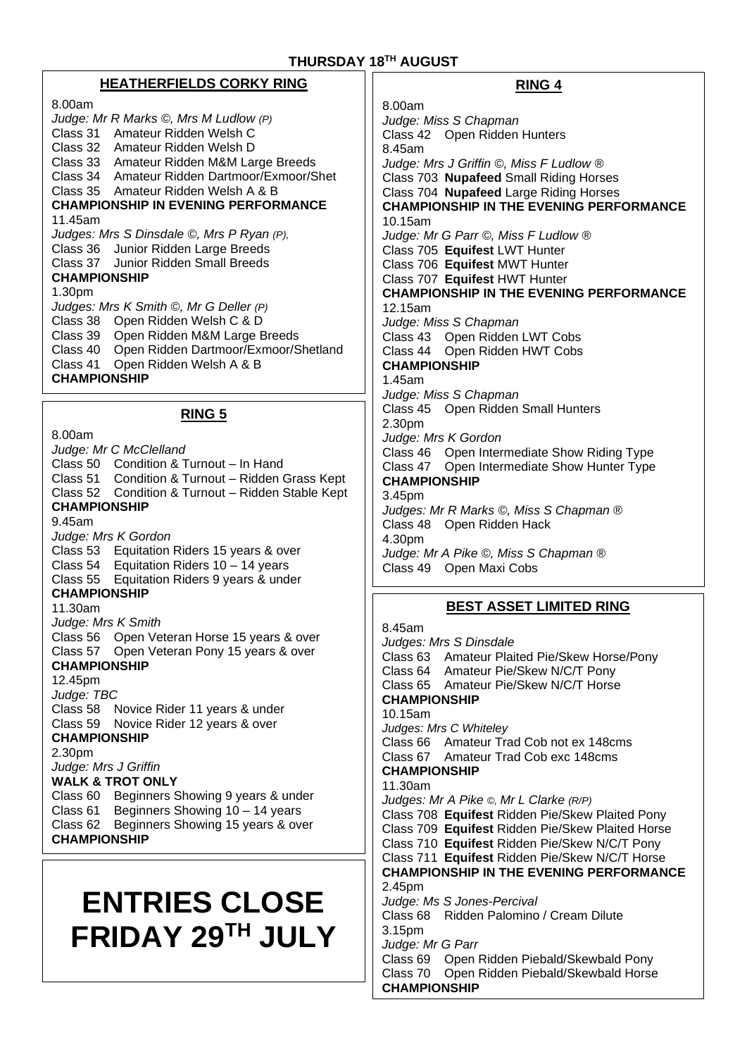# THURSDAY 18TH AUGUST

## HEATHERFIELDS CORKY RING

8.00am
*Judge: Mr R Marks ©, Mrs M Ludlow (P)*
Class 31 Amateur Ridden Welsh C
Class 32 Amateur Ridden Welsh D
Class 33 Amateur Ridden M&M Large Breeds
Class 34 Amateur Ridden Dartmoor/Exmoor/Shet
Class 35 Amateur Ridden Welsh A & B
**CHAMPIONSHIP IN EVENING PERFORMANCE**
11.45am
*Judges: Mrs S Dinsdale ©, Mrs P Ryan (P),*
Class 36 Junior Ridden Large Breeds
Class 37 Junior Ridden Small Breeds
**CHAMPIONSHIP**
1.30pm
*Judges: Mrs K Smith ©, Mr G Deller (P)*
Class 38 Open Ridden Welsh C & D
Class 39 Open Ridden M&M Large Breeds
Class 40 Open Ridden Dartmoor/Exmoor/Shetland
Class 41 Open Ridden Welsh A & B
**CHAMPIONSHIP**

## RING 5

8.00am
*Judge: Mr C McClelland*
Class 50 Condition & Turnout – In Hand
Class 51 Condition & Turnout – Ridden Grass Kept
Class 52 Condition & Turnout – Ridden Stable Kept
**CHAMPIONSHIP**
9.45am
*Judge: Mrs K Gordon*
Class 53 Equitation Riders 15 years & over
Class 54 Equitation Riders 10 – 14 years
Class 55 Equitation Riders 9 years & under
**CHAMPIONSHIP**
11.30am
*Judge: Mrs K Smith*
Class 56 Open Veteran Horse 15 years & over
Class 57 Open Veteran Pony 15 years & over
**CHAMPIONSHIP**
12.45pm
*Judge: TBC*
Class 58 Novice Rider 11 years & under
Class 59 Novice Rider 12 years & over
**CHAMPIONSHIP**
2.30pm
*Judge: Mrs J Griffin*
**WALK & TROT ONLY**
Class 60 Beginners Showing 9 years & under
Class 61 Beginners Showing 10 – 14 years
Class 62 Beginners Showing 15 years & over
**CHAMPIONSHIP**

# ENTRIES CLOSE FRIDAY 29TH JULY

## RING 4

8.00am
*Judge: Miss S Chapman*
Class 42 Open Ridden Hunters
8.45am
*Judge: Mrs J Griffin ©, Miss F Ludlow ®*
Class 703 **Nupafeed** Small Riding Horses
Class 704 **Nupafeed** Large Riding Horses
**CHAMPIONSHIP IN THE EVENING PERFORMANCE**
10.15am
*Judge: Mr G Parr ©, Miss F Ludlow ®*
Class 705 **Equifest** LWT Hunter
Class 706 **Equifest** MWT Hunter
Class 707 **Equifest** HWT Hunter
**CHAMPIONSHIP IN THE EVENING PERFORMANCE**
12.15am
*Judge: Miss S Chapman*
Class 43 Open Ridden LWT Cobs
Class 44 Open Ridden HWT Cobs
**CHAMPIONSHIP**
1.45am
*Judge: Miss S Chapman*
Class 45 Open Ridden Small Hunters
2.30pm
*Judge: Mrs K Gordon*
Class 46 Open Intermediate Show Riding Type
Class 47 Open Intermediate Show Hunter Type
**CHAMPIONSHIP**
3.45pm
*Judges: Mr R Marks ©, Miss S Chapman ®*
Class 48 Open Ridden Hack
4.30pm
*Judge: Mr A Pike ©, Miss S Chapman ®*
Class 49 Open Maxi Cobs

## BEST ASSET LIMITED RING

8.45am
*Judges: Mrs S Dinsdale*
Class 63 Amateur Plaited Pie/Skew Horse/Pony
Class 64 Amateur Pie/Skew N/C/T Pony
Class 65 Amateur Pie/Skew N/C/T Horse
**CHAMPIONSHIP**
10.15am
*Judges: Mrs C Whiteley*
Class 66 Amateur Trad Cob not ex 148cms
Class 67 Amateur Trad Cob exc 148cms
**CHAMPIONSHIP**
11.30am
*Judges: Mr A Pike ©, Mr L Clarke (R/P)*
Class 708 **Equifest** Ridden Pie/Skew Plaited Pony
Class 709 **Equifest** Ridden Pie/Skew Plaited Horse
Class 710 **Equifest** Ridden Pie/Skew N/C/T Pony
Class 711 **Equifest** Ridden Pie/Skew N/C/T Horse
**CHAMPIONSHIP IN THE EVENING PERFORMANCE**
2.45pm
*Judge: Ms S Jones-Percival*
Class 68 Ridden Palomino / Cream Dilute
3.15pm
*Judge: Mr G Parr*
Class 69 Open Ridden Piebald/Skewbald Pony
Class 70 Open Ridden Piebald/Skewbald Horse
**CHAMPIONSHIP**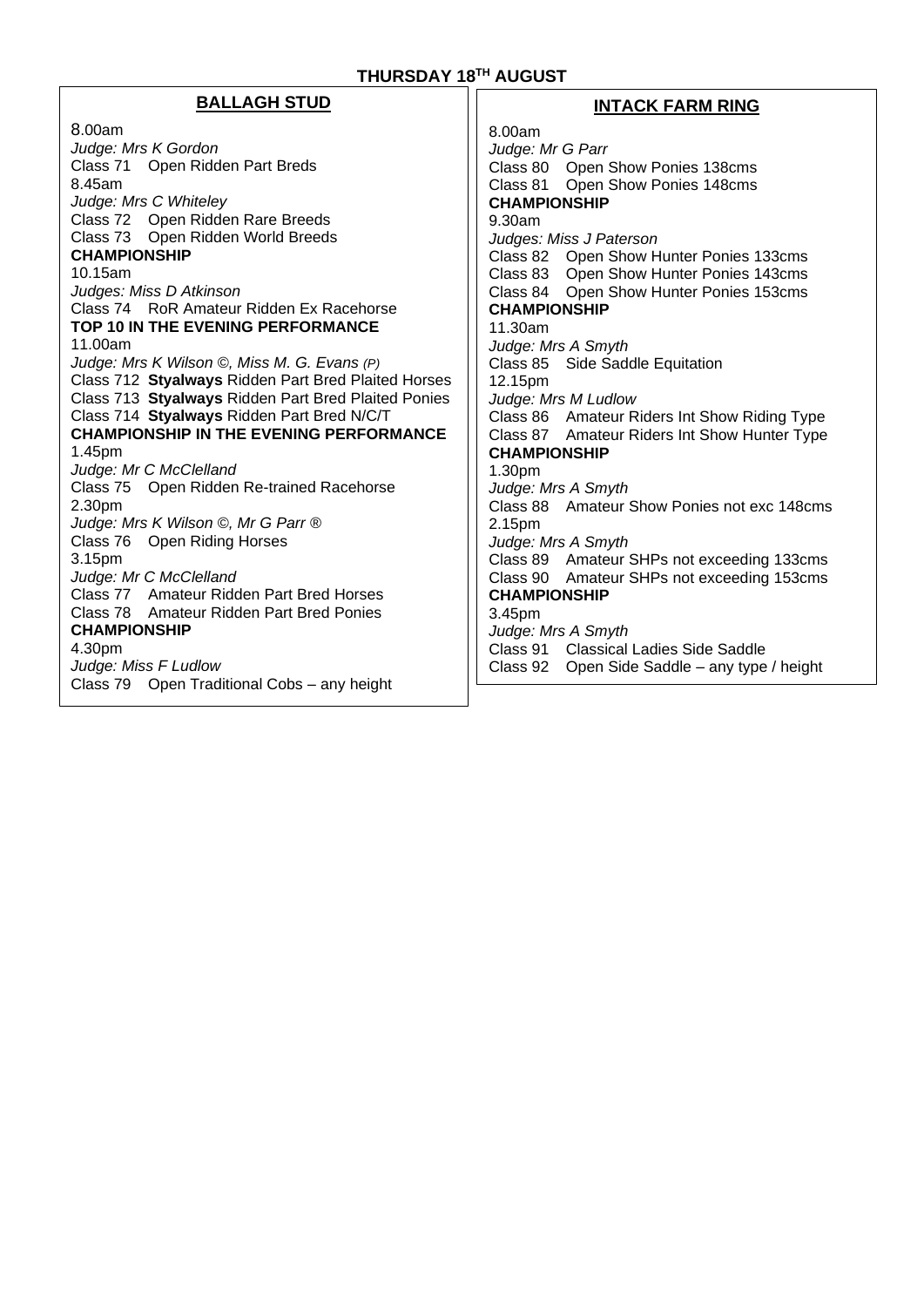**THURSDAY 18TH AUGUST**

## BALLAGH STUD

8.00am
*Judge: Mrs K Gordon*
Class 71 Open Ridden Part Breds
8.45am
*Judge: Mrs C Whiteley*
Class 72 Open Ridden Rare Breeds
Class 73 Open Ridden World Breeds
**CHAMPIONSHIP**
10.15am
*Judges: Miss D Atkinson*
Class 74 RoR Amateur Ridden Ex Racehorse
**TOP 10 IN THE EVENING PERFORMANCE**
11.00am
*Judge: Mrs K Wilson ©, Miss M. G. Evans (P)*
Class 712 **Styalways** Ridden Part Bred Plaited Horses
Class 713 **Styalways** Ridden Part Bred Plaited Ponies
Class 714 **Styalways** Ridden Part Bred N/C/T
**CHAMPIONSHIP IN THE EVENING PERFORMANCE**
1.45pm
*Judge: Mr C McClelland*
Class 75 Open Ridden Re-trained Racehorse
2.30pm
*Judge: Mrs K Wilson ©, Mr G Parr ®*
Class 76 Open Riding Horses
3.15pm
*Judge: Mr C McClelland*
Class 77 Amateur Ridden Part Bred Horses
Class 78 Amateur Ridden Part Bred Ponies
**CHAMPIONSHIP**
4.30pm
*Judge: Miss F Ludlow*
Class 79 Open Traditional Cobs – any height

## INTACK FARM RING

8.00am
*Judge: Mr G Parr*
Class 80 Open Show Ponies 138cms
Class 81 Open Show Ponies 148cms
**CHAMPIONSHIP**
9.30am
*Judges: Miss J Paterson*
Class 82 Open Show Hunter Ponies 133cms
Class 83 Open Show Hunter Ponies 143cms
Class 84 Open Show Hunter Ponies 153cms
**CHAMPIONSHIP**
11.30am
*Judge: Mrs A Smyth*
Class 85 Side Saddle Equitation
12.15pm
*Judge: Mrs M Ludlow*
Class 86 Amateur Riders Int Show Riding Type
Class 87 Amateur Riders Int Show Hunter Type
**CHAMPIONSHIP**
1.30pm
*Judge: Mrs A Smyth*
Class 88 Amateur Show Ponies not exc 148cms
2.15pm
*Judge: Mrs A Smyth*
Class 89 Amateur SHPs not exceeding 133cms
Class 90 Amateur SHPs not exceeding 153cms
**CHAMPIONSHIP**
3.45pm
*Judge: Mrs A Smyth*
Class 91 Classical Ladies Side Saddle
Class 92 Open Side Saddle – any type / height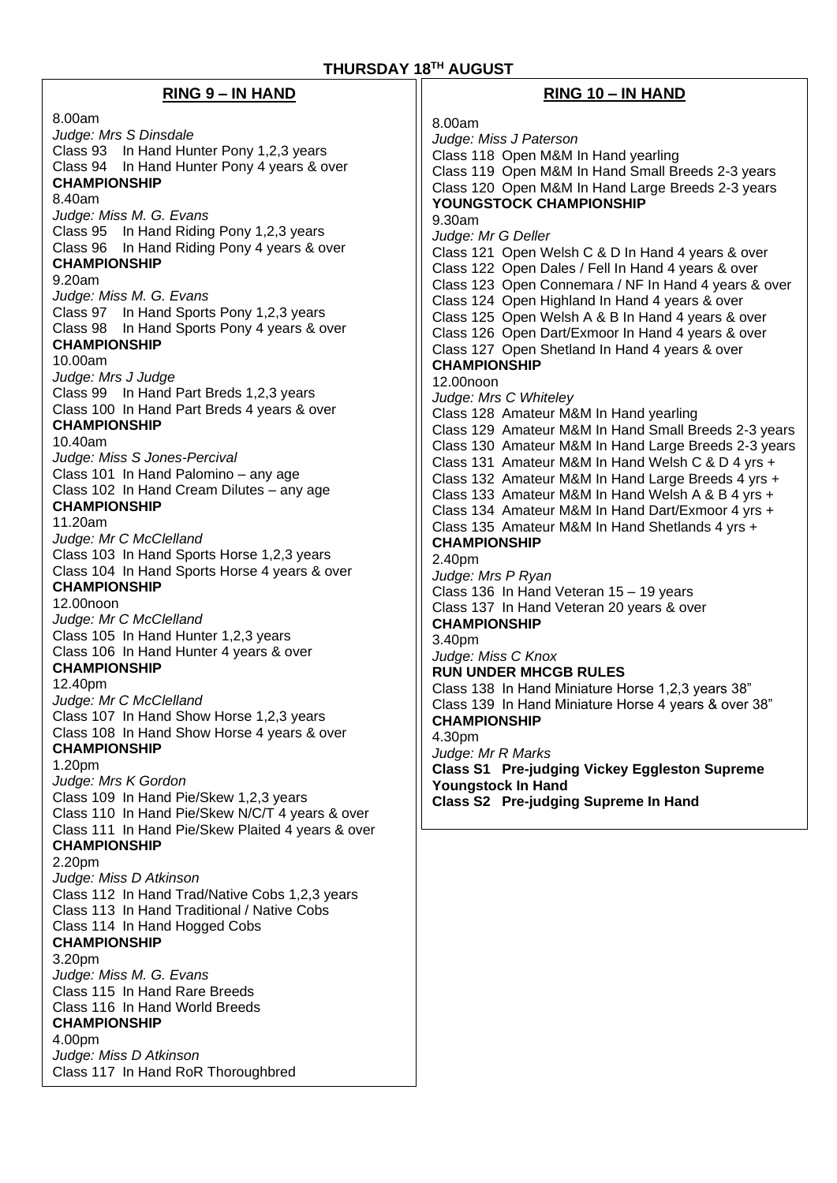# THURSDAY 18TH AUGUST

## RING 9 – IN HAND

8.00am
*Judge: Mrs S Dinsdale*
Class 93 In Hand Hunter Pony 1,2,3 years
Class 94 In Hand Hunter Pony 4 years & over
**CHAMPIONSHIP**

8.40am
*Judge: Miss M. G. Evans*
Class 95 In Hand Riding Pony 1,2,3 years
Class 96 In Hand Riding Pony 4 years & over
**CHAMPIONSHIP**

9.20am
*Judge: Miss M. G. Evans*
Class 97 In Hand Sports Pony 1,2,3 years
Class 98 In Hand Sports Pony 4 years & over
**CHAMPIONSHIP**

10.00am
*Judge: Mrs J Judge*
Class 99 In Hand Part Breds 1,2,3 years
Class 100 In Hand Part Breds 4 years & over
**CHAMPIONSHIP**

10.40am
*Judge: Miss S Jones-Percival*
Class 101 In Hand Palomino – any age
Class 102 In Hand Cream Dilutes – any age
**CHAMPIONSHIP**

11.20am
*Judge: Mr C McClelland*
Class 103 In Hand Sports Horse 1,2,3 years
Class 104 In Hand Sports Horse 4 years & over
**CHAMPIONSHIP**

12.00noon
*Judge: Mr C McClelland*
Class 105 In Hand Hunter 1,2,3 years
Class 106 In Hand Hunter 4 years & over
**CHAMPIONSHIP**

12.40pm
*Judge: Mr C McClelland*
Class 107 In Hand Show Horse 1,2,3 years
Class 108 In Hand Show Horse 4 years & over
**CHAMPIONSHIP**

1.20pm
*Judge: Mrs K Gordon*
Class 109 In Hand Pie/Skew 1,2,3 years
Class 110 In Hand Pie/Skew N/C/T 4 years & over
Class 111 In Hand Pie/Skew Plaited 4 years & over
**CHAMPIONSHIP**

2.20pm
*Judge: Miss D Atkinson*
Class 112 In Hand Trad/Native Cobs 1,2,3 years
Class 113 In Hand Traditional / Native Cobs
Class 114 In Hand Hogged Cobs
**CHAMPIONSHIP**

3.20pm
*Judge: Miss M. G. Evans*
Class 115 In Hand Rare Breeds
Class 116 In Hand World Breeds
**CHAMPIONSHIP**

4.00pm
*Judge: Miss D Atkinson*
Class 117 In Hand RoR Thoroughbred

## RING 10 – IN HAND

8.00am
*Judge: Miss J Paterson*
Class 118 Open M&M In Hand yearling
Class 119 Open M&M In Hand Small Breeds 2-3 years
Class 120 Open M&M In Hand Large Breeds 2-3 years
**YOUNGSTOCK CHAMPIONSHIP**

9.30am
*Judge: Mr G Deller*
Class 121 Open Welsh C & D In Hand 4 years & over
Class 122 Open Dales / Fell In Hand 4 years & over
Class 123 Open Connemara / NF In Hand 4 years & over
Class 124 Open Highland In Hand 4 years & over
Class 125 Open Welsh A & B In Hand 4 years & over
Class 126 Open Dart/Exmoor In Hand 4 years & over
Class 127 Open Shetland In Hand 4 years & over
**CHAMPIONSHIP**

12.00noon
*Judge: Mrs C Whiteley*
Class 128 Amateur M&M In Hand yearling
Class 129 Amateur M&M In Hand Small Breeds 2-3 years
Class 130 Amateur M&M In Hand Large Breeds 2-3 years
Class 131 Amateur M&M In Hand Welsh C & D 4 yrs +
Class 132 Amateur M&M In Hand Large Breeds 4 yrs +
Class 133 Amateur M&M In Hand Welsh A & B 4 yrs +
Class 134 Amateur M&M In Hand Dart/Exmoor 4 yrs +
Class 135 Amateur M&M In Hand Shetlands 4 yrs +
**CHAMPIONSHIP**

2.40pm
*Judge: Mrs P Ryan*
Class 136 In Hand Veteran 15 – 19 years
Class 137 In Hand Veteran 20 years & over
**CHAMPIONSHIP**

3.40pm
*Judge: Miss C Knox*
**RUN UNDER MHCGB RULES**
Class 138 In Hand Miniature Horse 1,2,3 years 38"
Class 139 In Hand Miniature Horse 4 years & over 38"
**CHAMPIONSHIP**

4.30pm
*Judge: Mr R Marks*
**Class S1 Pre-judging Vickey Eggleston Supreme Youngstock In Hand**
**Class S2 Pre-judging Supreme In Hand**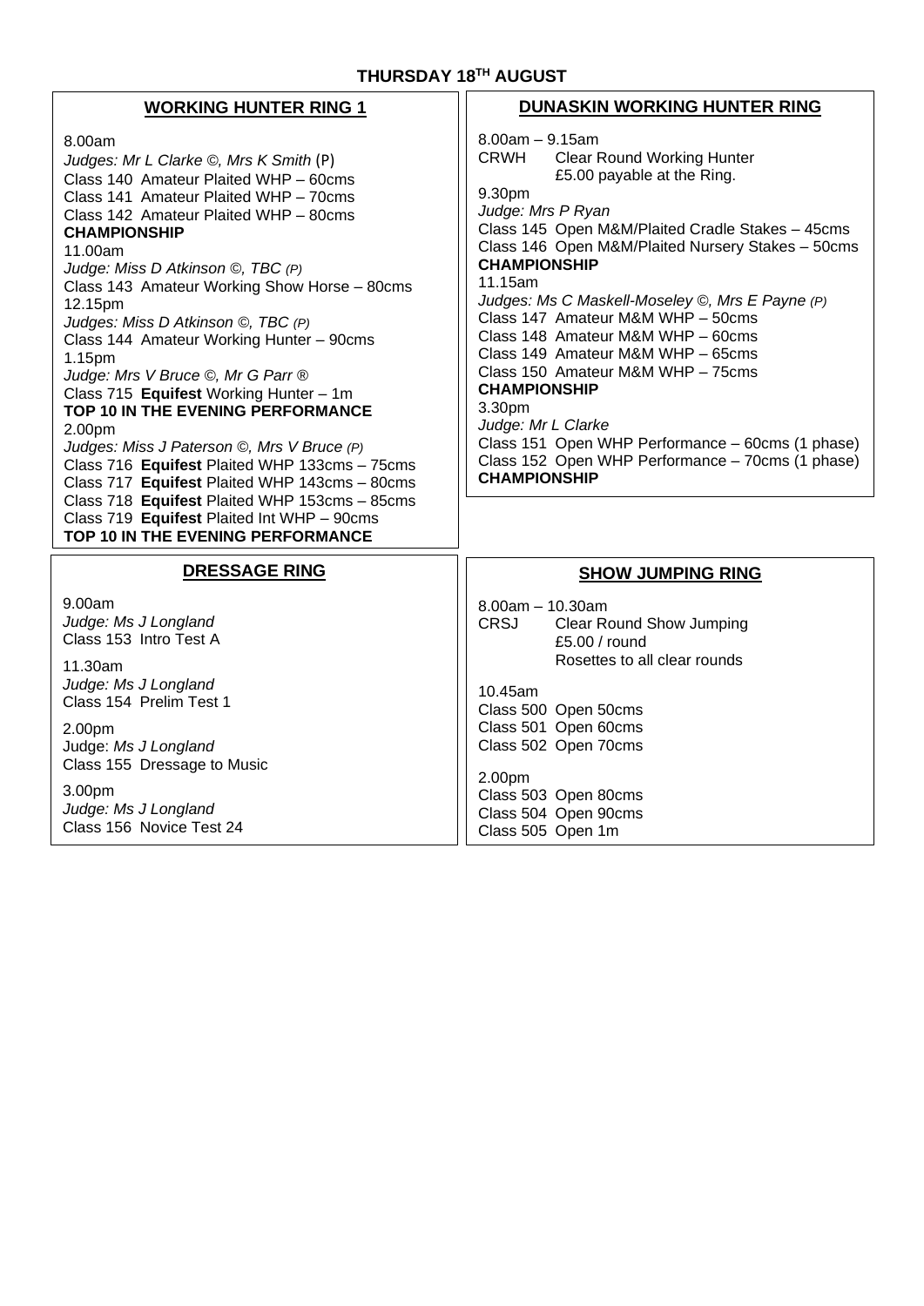# THURSDAY 18[TH] AUGUST

## WORKING HUNTER RING 1

8.00am
*Judges: Mr L Clarke ©, Mrs K Smith* (P)
Class 140 Amateur Plaited WHP – 60cms
Class 141 Amateur Plaited WHP – 70cms
Class 142 Amateur Plaited WHP – 80cms
**CHAMPIONSHIP**
11.00am
*Judge: Miss D Atkinson ©, TBC (P)*
Class 143 Amateur Working Show Horse – 80cms
12.15pm
*Judges: Miss D Atkinson ©, TBC (P)*
Class 144 Amateur Working Hunter – 90cms
1.15pm
*Judge: Mrs V Bruce ©, Mr G Parr ®*
Class 715 **Equifest** Working Hunter – 1m
**TOP 10 IN THE EVENING PERFORMANCE**
2.00pm
*Judges: Miss J Paterson ©, Mrs V Bruce (P)*
Class 716 **Equifest** Plaited WHP 133cms – 75cms
Class 717 **Equifest** Plaited WHP 143cms – 80cms
Class 718 **Equifest** Plaited WHP 153cms – 85cms
Class 719 **Equifest** Plaited Int WHP – 90cms
**TOP 10 IN THE EVENING PERFORMANCE**

## DUNASKIN WORKING HUNTER RING

8.00am – 9.15am
CRWH Clear Round Working Hunter
£5.00 payable at the Ring.
9.30pm
*Judge: Mrs P Ryan*
Class 145 Open M&M/Plaited Cradle Stakes – 45cms
Class 146 Open M&M/Plaited Nursery Stakes – 50cms
**CHAMPIONSHIP**
11.15am
*Judges: Ms C Maskell-Moseley ©, Mrs E Payne (P)*
Class 147 Amateur M&M WHP – 50cms
Class 148 Amateur M&M WHP – 60cms
Class 149 Amateur M&M WHP – 65cms
Class 150 Amateur M&M WHP – 75cms
**CHAMPIONSHIP**
3.30pm
*Judge: Mr L Clarke*
Class 151 Open WHP Performance – 60cms (1 phase)
Class 152 Open WHP Performance – 70cms (1 phase)
**CHAMPIONSHIP**

## DRESSAGE RING

9.00am
*Judge: Ms J Longland*
Class 153 Intro Test A

11.30am
*Judge: Ms J Longland*
Class 154 Prelim Test 1

2.00pm
Judge: *Ms J Longland*
Class 155 Dressage to Music

3.00pm
*Judge: Ms J Longland*
Class 156 Novice Test 24

## SHOW JUMPING RING

8.00am – 10.30am
CRSJ Clear Round Show Jumping
£5.00 / round
Rosettes to all clear rounds

10.45am
Class 500 Open 50cms
Class 501 Open 60cms
Class 502 Open 70cms

2.00pm
Class 503 Open 80cms
Class 504 Open 90cms
Class 505 Open 1m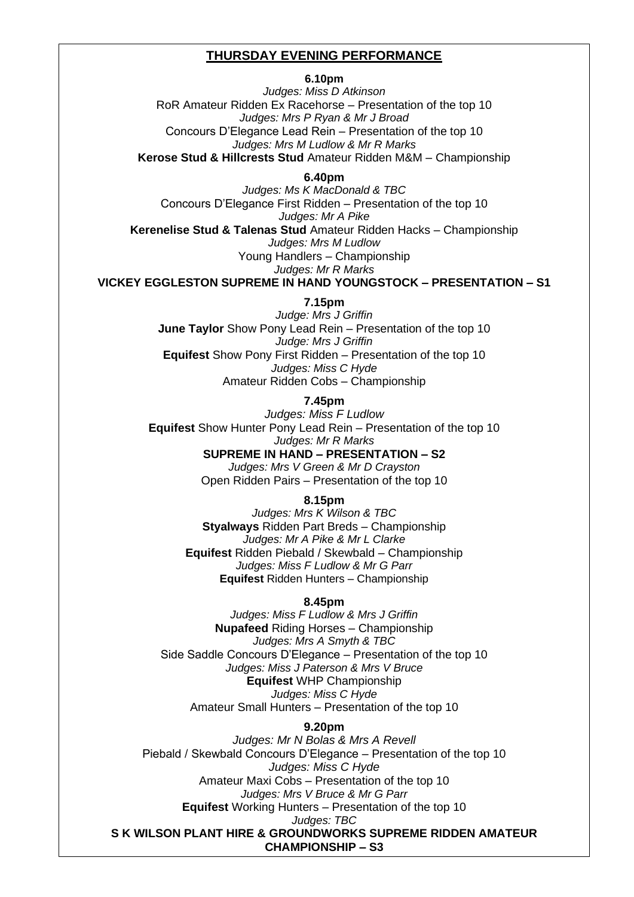## THURSDAY EVENING PERFORMANCE

**6.10pm**

*Judges: Miss D Atkinson*
RoR Amateur Ridden Ex Racehorse – Presentation of the top 10
*Judges: Mrs P Ryan & Mr J Broad*
Concours D'Elegance Lead Rein – Presentation of the top 10
*Judges: Mrs M Ludlow & Mr R Marks*
**Kerose Stud & Hillcrests Stud** Amateur Ridden M&M – Championship

**6.40pm**

*Judges: Ms K MacDonald & TBC*
Concours D'Elegance First Ridden – Presentation of the top 10
*Judges: Mr A Pike*
**Kerenelise Stud & Talenas Stud** Amateur Ridden Hacks – Championship
*Judges: Mrs M Ludlow*
Young Handlers – Championship
*Judges: Mr R Marks*
**VICKEY EGGLESTON SUPREME IN HAND YOUNGSTOCK – PRESENTATION – S1**

**7.15pm**

*Judge: Mrs J Griffin*
**June Taylor** Show Pony Lead Rein – Presentation of the top 10
*Judge: Mrs J Griffin*
**Equifest** Show Pony First Ridden – Presentation of the top 10
*Judges: Miss C Hyde*
Amateur Ridden Cobs – Championship

**7.45pm**

*Judges: Miss F Ludlow*
**Equifest** Show Hunter Pony Lead Rein – Presentation of the top 10
*Judges: Mr R Marks*
**SUPREME IN HAND – PRESENTATION – S2**
*Judges: Mrs V Green & Mr D Crayston*
Open Ridden Pairs – Presentation of the top 10

**8.15pm**

*Judges: Mrs K Wilson & TBC*
**Styalways** Ridden Part Breds – Championship
*Judges: Mr A Pike & Mr L Clarke*
**Equifest** Ridden Piebald / Skewbald – Championship
*Judges: Miss F Ludlow & Mr G Parr*
**Equifest** Ridden Hunters – Championship

**8.45pm**

*Judges: Miss F Ludlow & Mrs J Griffin*
**Nupafeed** Riding Horses – Championship
*Judges: Mrs A Smyth & TBC*
Side Saddle Concours D'Elegance – Presentation of the top 10
*Judges: Miss J Paterson & Mrs V Bruce*
**Equifest** WHP Championship
*Judges: Miss C Hyde*
Amateur Small Hunters – Presentation of the top 10

**9.20pm**

*Judges: Mr N Bolas & Mrs A Revell*
Piebald / Skewbald Concours D'Elegance – Presentation of the top 10
*Judges: Miss C Hyde*
Amateur Maxi Cobs – Presentation of the top 10
*Judges: Mrs V Bruce & Mr G Parr*
**Equifest** Working Hunters – Presentation of the top 10
*Judges: TBC*
**S K WILSON PLANT HIRE & GROUNDWORKS SUPREME RIDDEN AMATEUR CHAMPIONSHIP – S3**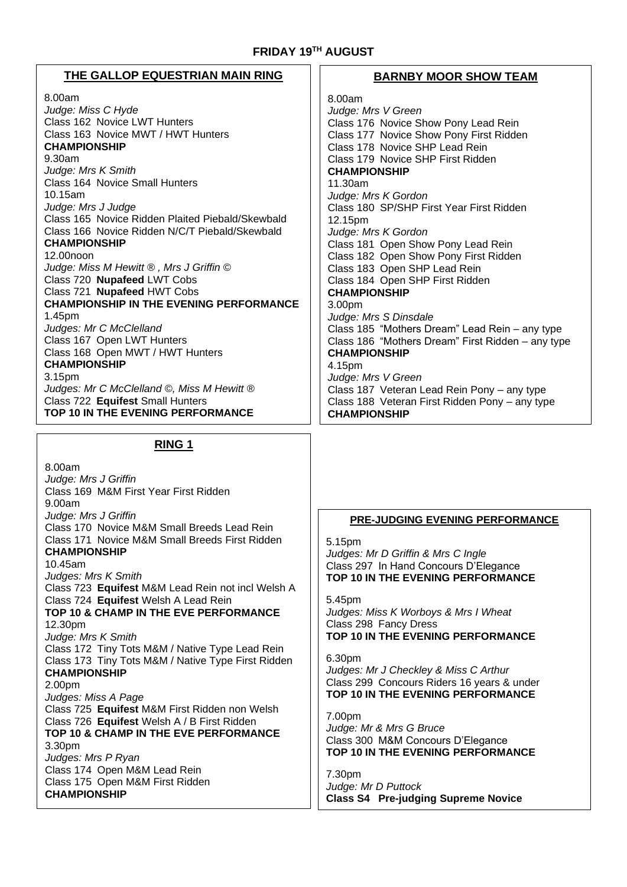## FRIDAY 19TH AUGUST

### THE GALLOP EQUESTRIAN MAIN RING

8.00am
*Judge: Miss C Hyde*
Class 162 Novice LWT Hunters
Class 163 Novice MWT / HWT Hunters
**CHAMPIONSHIP**

9.30am
*Judge: Mrs K Smith*
Class 164 Novice Small Hunters

10.15am
*Judge: Mrs J Judge*
Class 165 Novice Ridden Plaited Piebald/Skewbald
Class 166 Novice Ridden N/C/T Piebald/Skewbald
**CHAMPIONSHIP**

12.00noon
*Judge: Miss M Hewitt ®, Mrs J Griffin ©*
Class 720 **Nupafeed** LWT Cobs
Class 721 **Nupafeed** HWT Cobs
**CHAMPIONSHIP IN THE EVENING PERFORMANCE**

1.45pm
*Judges: Mr C McClelland*
Class 167 Open LWT Hunters
Class 168 Open MWT / HWT Hunters
**CHAMPIONSHIP**

3.15pm
*Judges: Mr C McClelland ©, Miss M Hewitt ®*
Class 722 **Equifest** Small Hunters
**TOP 10 IN THE EVENING PERFORMANCE**

### RING 1

8.00am
*Judge: Mrs J Griffin*
Class 169 M&M First Year First Ridden

9.00am
*Judge: Mrs J Griffin*
Class 170 Novice M&M Small Breeds Lead Rein
Class 171 Novice M&M Small Breeds First Ridden
**CHAMPIONSHIP**

10.45am
*Judges: Mrs K Smith*
Class 723 **Equifest** M&M Lead Rein not incl Welsh A
Class 724 **Equifest** Welsh A Lead Rein
**TOP 10 & CHAMP IN THE EVE PERFORMANCE**

12.30pm
*Judge: Mrs K Smith*
Class 172 Tiny Tots M&M / Native Type Lead Rein
Class 173 Tiny Tots M&M / Native Type First Ridden
**CHAMPIONSHIP**

2.00pm
*Judges: Miss A Page*
Class 725 **Equifest** M&M First Ridden non Welsh
Class 726 **Equifest** Welsh A / B First Ridden
**TOP 10 & CHAMP IN THE EVE PERFORMANCE**

3.30pm
*Judges: Mrs P Ryan*
Class 174 Open M&M Lead Rein
Class 175 Open M&M First Ridden
**CHAMPIONSHIP**

### BARNBY MOOR SHOW TEAM

8.00am
*Judge: Mrs V Green*
Class 176 Novice Show Pony Lead Rein
Class 177 Novice Show Pony First Ridden
Class 178 Novice SHP Lead Rein
Class 179 Novice SHP First Ridden
**CHAMPIONSHIP**

11.30am
*Judge: Mrs K Gordon*
Class 180 SP/SHP First Year First Ridden

12.15pm
*Judge: Mrs K Gordon*
Class 181 Open Show Pony Lead Rein
Class 182 Open Show Pony First Ridden
Class 183 Open SHP Lead Rein
Class 184 Open SHP First Ridden
**CHAMPIONSHIP**

3.00pm
*Judge: Mrs S Dinsdale*
Class 185 "Mothers Dream" Lead Rein – any type
Class 186 "Mothers Dream" First Ridden – any type
**CHAMPIONSHIP**

4.15pm
*Judge: Mrs V Green*
Class 187 Veteran Lead Rein Pony – any type
Class 188 Veteran First Ridden Pony – any type
**CHAMPIONSHIP**

### PRE-JUDGING EVENING PERFORMANCE

5.15pm
*Judges: Mr D Griffin & Mrs C Ingle*
Class 297 In Hand Concours D'Elegance
**TOP 10 IN THE EVENING PERFORMANCE**

5.45pm
*Judges: Miss K Worboys & Mrs I Wheat*
Class 298 Fancy Dress
**TOP 10 IN THE EVENING PERFORMANCE**

6.30pm
*Judges: Mr J Checkley & Miss C Arthur*
Class 299 Concours Riders 16 years & under
**TOP 10 IN THE EVENING PERFORMANCE**

7.00pm
*Judge: Mr & Mrs G Bruce*
Class 300 M&M Concours D'Elegance
**TOP 10 IN THE EVENING PERFORMANCE**

7.30pm
*Judge: Mr D Puttock*
**Class S4 Pre-judging Supreme Novice**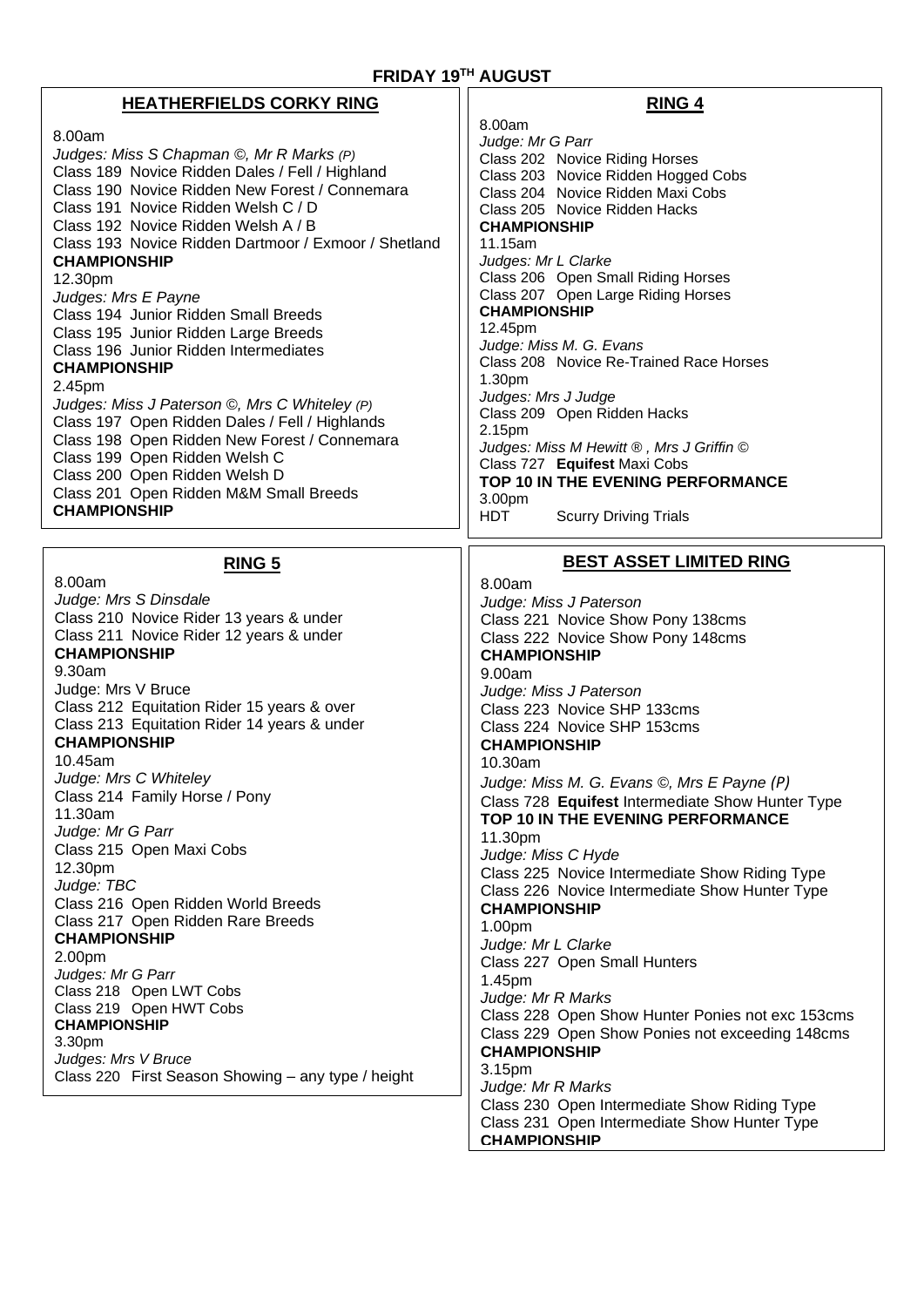# FRIDAY 19[TH] AUGUST

## HEATHERFIELDS CORKY RING

8.00am

*Judges: Miss S Chapman ©, Mr R Marks (P)*

Class 189 Novice Ridden Dales / Fell / Highland
Class 190 Novice Ridden New Forest / Connemara
Class 191 Novice Ridden Welsh C / D
Class 192 Novice Ridden Welsh A / B
Class 193 Novice Ridden Dartmoor / Exmoor / Shetland

**CHAMPIONSHIP**

12.30pm

*Judges: Mrs E Payne*

Class 194 Junior Ridden Small Breeds
Class 195 Junior Ridden Large Breeds
Class 196 Junior Ridden Intermediates

**CHAMPIONSHIP**

2.45pm

*Judges: Miss J Paterson ©, Mrs C Whiteley (P)*

Class 197 Open Ridden Dales / Fell / Highlands
Class 198 Open Ridden New Forest / Connemara
Class 199 Open Ridden Welsh C
Class 200 Open Ridden Welsh D
Class 201 Open Ridden M&M Small Breeds

**CHAMPIONSHIP**

## RING 4

8.00am

*Judge: Mr G Parr*

Class 202 Novice Riding Horses
Class 203 Novice Ridden Hogged Cobs
Class 204 Novice Ridden Maxi Cobs
Class 205 Novice Ridden Hacks

**CHAMPIONSHIP**

11.15am

*Judges: Mr L Clarke*

Class 206 Open Small Riding Horses
Class 207 Open Large Riding Horses

**CHAMPIONSHIP**

12.45pm

*Judge: Miss M. G. Evans*

Class 208 Novice Re-Trained Race Horses

1.30pm

*Judges: Mrs J Judge*

Class 209 Open Ridden Hacks

2.15pm

*Judges: Miss M Hewitt ®, Mrs J Griffin ©*

Class 727 **Equifest** Maxi Cobs

**TOP 10 IN THE EVENING PERFORMANCE**

3.00pm

HDT Scurry Driving Trials

## RING 5

8.00am

*Judge: Mrs S Dinsdale*

Class 210 Novice Rider 13 years & under
Class 211 Novice Rider 12 years & under

**CHAMPIONSHIP**

9.30am

Judge: Mrs V Bruce

Class 212 Equitation Rider 15 years & over
Class 213 Equitation Rider 14 years & under

**CHAMPIONSHIP**

10.45am

*Judge: Mrs C Whiteley*

Class 214 Family Horse / Pony

11.30am

*Judge: Mr G Parr*

Class 215 Open Maxi Cobs

12.30pm

*Judge: TBC*

Class 216 Open Ridden World Breeds
Class 217 Open Ridden Rare Breeds

**CHAMPIONSHIP**

2.00pm

*Judges: Mr G Parr*

Class 218 Open LWT Cobs
Class 219 Open HWT Cobs

**CHAMPIONSHIP**

3.30pm

*Judges: Mrs V Bruce*

Class 220 First Season Showing – any type / height

## BEST ASSET LIMITED RING

8.00am

*Judge: Miss J Paterson*

Class 221 Novice Show Pony 138cms
Class 222 Novice Show Pony 148cms

**CHAMPIONSHIP**

9.00am

*Judge: Miss J Paterson*

Class 223 Novice SHP 133cms
Class 224 Novice SHP 153cms

**CHAMPIONSHIP**

10.30am

*Judge: Miss M. G. Evans ©, Mrs E Payne (P)*

Class 728 **Equifest** Intermediate Show Hunter Type

**TOP 10 IN THE EVENING PERFORMANCE**

11.30pm

*Judge: Miss C Hyde*

Class 225 Novice Intermediate Show Riding Type
Class 226 Novice Intermediate Show Hunter Type

**CHAMPIONSHIP**

1.00pm

*Judge: Mr L Clarke*

Class 227 Open Small Hunters

1.45pm

*Judge: Mr R Marks*

Class 228 Open Show Hunter Ponies not exc 153cms
Class 229 Open Show Ponies not exceeding 148cms

**CHAMPIONSHIP**

3.15pm

*Judge: Mr R Marks*

Class 230 Open Intermediate Show Riding Type
Class 231 Open Intermediate Show Hunter Type

**CHAMPIONSHIP**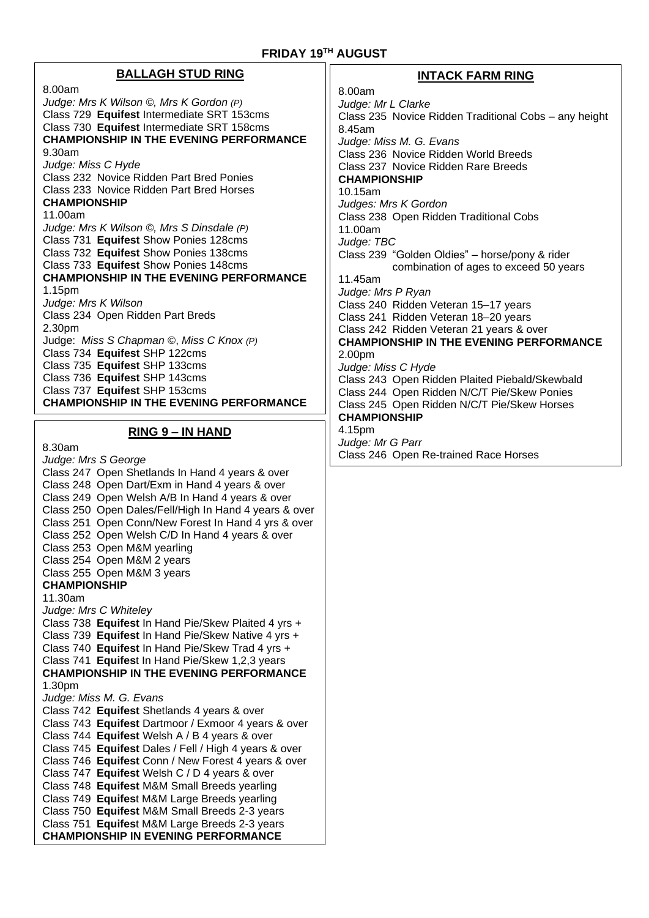# FRIDAY 19TH AUGUST

## BALLAGH STUD RING

8.00am
*Judge: Mrs K Wilson ©, Mrs K Gordon (P)*
Class 729 **Equifest** Intermediate SRT 153cms
Class 730 **Equifest** Intermediate SRT 158cms
**CHAMPIONSHIP IN THE EVENING PERFORMANCE**
9.30am
*Judge: Miss C Hyde*
Class 232 Novice Ridden Part Bred Ponies
Class 233 Novice Ridden Part Bred Horses
**CHAMPIONSHIP**
11.00am
*Judge: Mrs K Wilson ©, Mrs S Dinsdale (P)*
Class 731 **Equifest** Show Ponies 128cms
Class 732 **Equifest** Show Ponies 138cms
Class 733 **Equifest** Show Ponies 148cms
**CHAMPIONSHIP IN THE EVENING PERFORMANCE**
1.15pm
*Judge: Mrs K Wilson*
Class 234 Open Ridden Part Breds
2.30pm
Judge: *Miss S Chapman ©, Miss C Knox (P)*
Class 734 **Equifest** SHP 122cms
Class 735 **Equifest** SHP 133cms
Class 736 **Equifest** SHP 143cms
Class 737 **Equifest** SHP 153cms
**CHAMPIONSHIP IN THE EVENING PERFORMANCE**

## RING 9 – IN HAND

8.30am
*Judge: Mrs S George*
Class 247 Open Shetlands In Hand 4 years & over
Class 248 Open Dart/Exm in Hand 4 years & over
Class 249 Open Welsh A/B In Hand 4 years & over
Class 250 Open Dales/Fell/High In Hand 4 years & over
Class 251 Open Conn/New Forest In Hand 4 yrs & over
Class 252 Open Welsh C/D In Hand 4 years & over
Class 253 Open M&M yearling
Class 254 Open M&M 2 years
Class 255 Open M&M 3 years
**CHAMPIONSHIP**
11.30am
*Judge: Mrs C Whiteley*
Class 738 **Equifest** In Hand Pie/Skew Plaited 4 yrs +
Class 739 **Equifest** In Hand Pie/Skew Native 4 yrs +
Class 740 **Equifest** In Hand Pie/Skew Trad 4 yrs +
Class 741 **Equifest** In Hand Pie/Skew 1,2,3 years
**CHAMPIONSHIP IN THE EVENING PERFORMANCE**
1.30pm
*Judge: Miss M. G. Evans*
Class 742 **Equifest** Shetlands 4 years & over
Class 743 **Equifest** Dartmoor / Exmoor 4 years & over
Class 744 **Equifest** Welsh A / B 4 years & over
Class 745 **Equifest** Dales / Fell / High 4 years & over
Class 746 **Equifest** Conn / New Forest 4 years & over
Class 747 **Equifest** Welsh C / D 4 years & over
Class 748 **Equifest** M&M Small Breeds yearling
Class 749 **Equifest** M&M Large Breeds yearling
Class 750 **Equifest** M&M Small Breeds 2-3 years
Class 751 **Equifest** M&M Large Breeds 2-3 years
**CHAMPIONSHIP IN EVENING PERFORMANCE**

## INTACK FARM RING

8.00am
*Judge: Mr L Clarke*
Class 235 Novice Ridden Traditional Cobs – any height
8.45am
*Judge: Miss M. G. Evans*
Class 236 Novice Ridden World Breeds
Class 237 Novice Ridden Rare Breeds
**CHAMPIONSHIP**
10.15am
*Judges: Mrs K Gordon*
Class 238 Open Ridden Traditional Cobs
11.00am
*Judge: TBC*
Class 239 "Golden Oldies" – horse/pony & rider combination of ages to exceed 50 years
11.45am
*Judge: Mrs P Ryan*
Class 240 Ridden Veteran 15–17 years
Class 241 Ridden Veteran 18–20 years
Class 242 Ridden Veteran 21 years & over
**CHAMPIONSHIP IN THE EVENING PERFORMANCE**
2.00pm
*Judge: Miss C Hyde*
Class 243 Open Ridden Plaited Piebald/Skewbald
Class 244 Open Ridden N/C/T Pie/Skew Ponies
Class 245 Open Ridden N/C/T Pie/Skew Horses
**CHAMPIONSHIP**
4.15pm
*Judge: Mr G Parr*
Class 246 Open Re-trained Race Horses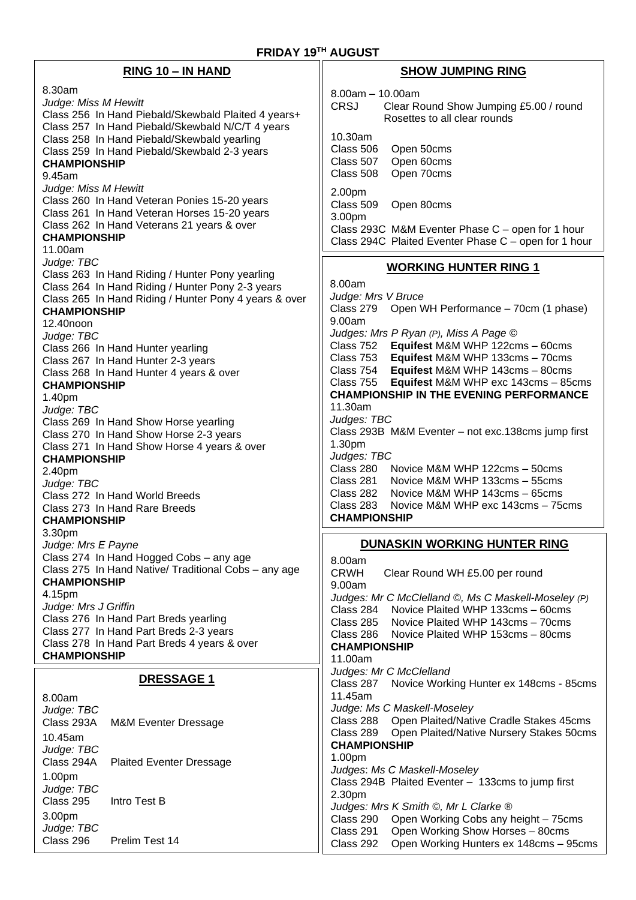# FRIDAY 19TH AUGUST

## RING 10 – IN HAND

8.30am
*Judge: Miss M Hewitt*
Class 256 In Hand Piebald/Skewbald Plaited 4 years+
Class 257 In Hand Piebald/Skewbald N/C/T 4 years
Class 258 In Hand Piebald/Skewbald yearling
Class 259 In Hand Piebald/Skewbald 2-3 years
**CHAMPIONSHIP**

9.45am
*Judge: Miss M Hewitt*
Class 260 In Hand Veteran Ponies 15-20 years
Class 261 In Hand Veteran Horses 15-20 years
Class 262 In Hand Veterans 21 years & over
**CHAMPIONSHIP**

11.00am
*Judge: TBC*
Class 263 In Hand Riding / Hunter Pony yearling
Class 264 In Hand Riding / Hunter Pony 2-3 years
Class 265 In Hand Riding / Hunter Pony 4 years & over
**CHAMPIONSHIP**

12.40noon
*Judge: TBC*
Class 266 In Hand Hunter yearling
Class 267 In Hand Hunter 2-3 years
Class 268 In Hand Hunter 4 years & over
**CHAMPIONSHIP**

1.40pm
*Judge: TBC*
Class 269 In Hand Show Horse yearling
Class 270 In Hand Show Horse 2-3 years
Class 271 In Hand Show Horse 4 years & over
**CHAMPIONSHIP**

2.40pm
*Judge: TBC*
Class 272 In Hand World Breeds
Class 273 In Hand Rare Breeds
**CHAMPIONSHIP**

3.30pm
*Judge: Mrs E Payne*
Class 274 In Hand Hogged Cobs – any age
Class 275 In Hand Native/ Traditional Cobs – any age
**CHAMPIONSHIP**

4.15pm
*Judge: Mrs J Griffin*
Class 276 In Hand Part Breds yearling
Class 277 In Hand Part Breds 2-3 years
Class 278 In Hand Part Breds 4 years & over
**CHAMPIONSHIP**

## DRESSAGE 1

8.00am
*Judge: TBC*
Class 293A M&M Eventer Dressage

10.45am
*Judge: TBC*
Class 294A Plaited Eventer Dressage

1.00pm
*Judge: TBC*
Class 295 Intro Test B

3.00pm
*Judge: TBC*
Class 296 Prelim Test 14

## SHOW JUMPING RING

8.00am – 10.00am
CRSJ Clear Round Show Jumping £5.00 / round
Rosettes to all clear rounds

10.30am
Class 506 Open 50cms
Class 507 Open 60cms
Class 508 Open 70cms

2.00pm
Class 509 Open 80cms

3.00pm
Class 293C M&M Eventer Phase C – open for 1 hour
Class 294C Plaited Eventer Phase C – open for 1 hour

## WORKING HUNTER RING 1

8.00am
*Judge: Mrs V Bruce*
Class 279 Open WH Performance – 70cm (1 phase)

9.00am
*Judges: Mrs P Ryan (P), Miss A Page ©*
Class 752 **Equifest** M&M WHP 122cms – 60cms
Class 753 **Equifest** M&M WHP 133cms – 70cms
Class 754 **Equifest** M&M WHP 143cms – 80cms
Class 755 **Equifest** M&M WHP exc 143cms – 85cms
**CHAMPIONSHIP IN THE EVENING PERFORMANCE**

11.30am
*Judges: TBC*
Class 293B M&M Eventer – not exc.138cms jump first

1.30pm
*Judges: TBC*
Class 280 Novice M&M WHP 122cms – 50cms
Class 281 Novice M&M WHP 133cms – 55cms
Class 282 Novice M&M WHP 143cms – 65cms
Class 283 Novice M&M WHP exc 143cms – 75cms
**CHAMPIONSHIP**

## DUNASKIN WORKING HUNTER RING

8.00am
CRWH Clear Round WH £5.00 per round

9.00am
*Judges: Mr C McClelland ©, Ms C Maskell-Moseley (P)*
Class 284 Novice Plaited WHP 133cms – 60cms
Class 285 Novice Plaited WHP 143cms – 70cms
Class 286 Novice Plaited WHP 153cms – 80cms
**CHAMPIONSHIP**

11.00am
*Judges: Mr C McClelland*
Class 287 Novice Working Hunter ex 148cms - 85cms

11.45am
*Judge: Ms C Maskell-Moseley*
Class 288 Open Plaited/Native Cradle Stakes 45cms
Class 289 Open Plaited/Native Nursery Stakes 50cms
**CHAMPIONSHIP**

1.00pm
*Judges: Ms C Maskell-Moseley*
Class 294B Plaited Eventer – 133cms to jump first

2.30pm
*Judges: Mrs K Smith ©, Mr L Clarke ®*
Class 290 Open Working Cobs any height – 75cms
Class 291 Open Working Show Horses – 80cms
Class 292 Open Working Hunters ex 148cms – 95cms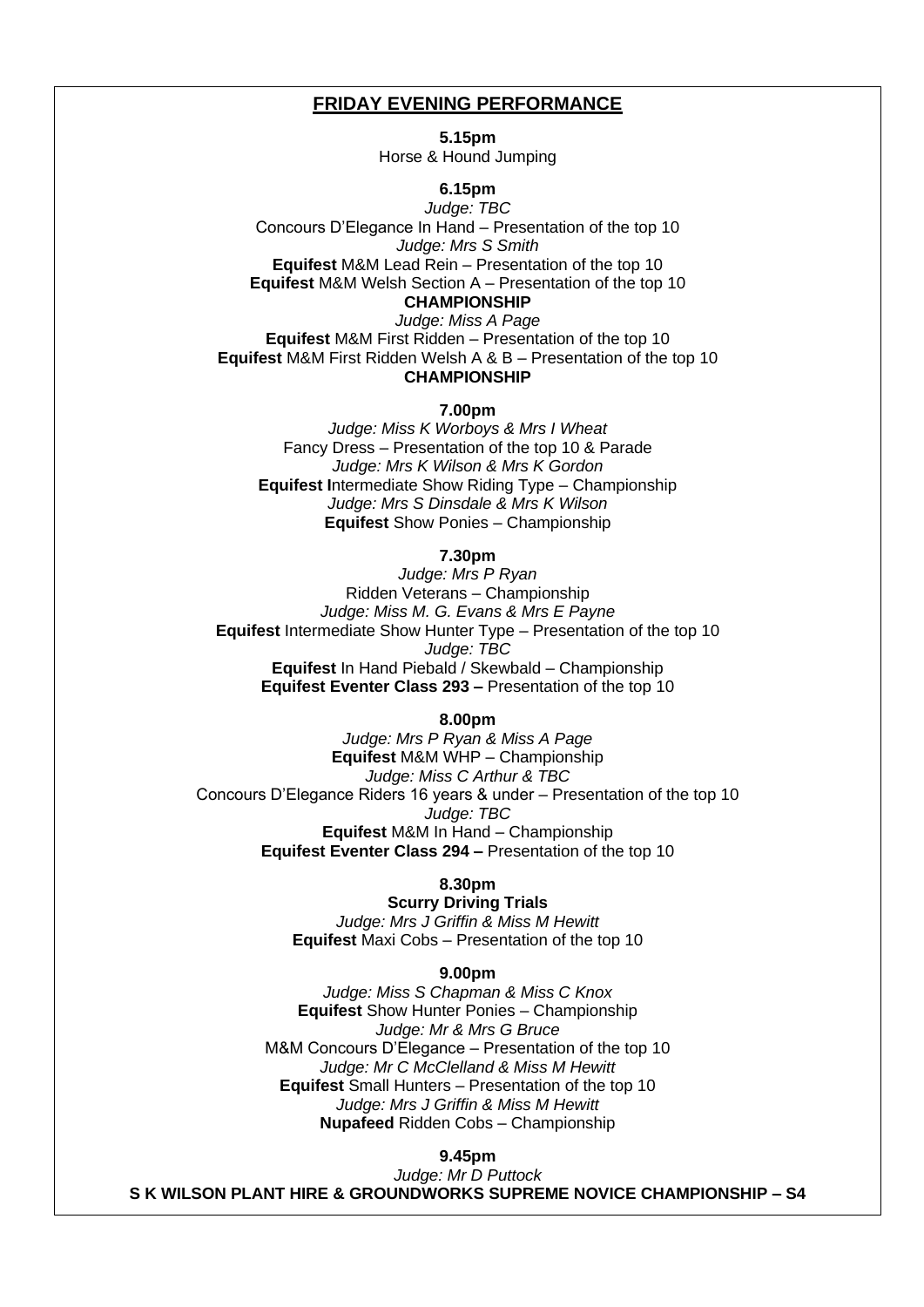## FRIDAY EVENING PERFORMANCE

**5.15pm**
Horse & Hound Jumping

**6.15pm**
*Judge: TBC*
Concours D'Elegance In Hand – Presentation of the top 10
*Judge: Mrs S Smith*
**Equifest** M&M Lead Rein – Presentation of the top 10
**Equifest** M&M Welsh Section A – Presentation of the top 10
**CHAMPIONSHIP**
*Judge: Miss A Page*
**Equifest** M&M First Ridden – Presentation of the top 10
**Equifest** M&M First Ridden Welsh A & B – Presentation of the top 10
**CHAMPIONSHIP**

**7.00pm**
*Judge: Miss K Worboys & Mrs I Wheat*
Fancy Dress – Presentation of the top 10 & Parade
*Judge: Mrs K Wilson & Mrs K Gordon*
**Equifest I**ntermediate Show Riding Type – Championship
*Judge: Mrs S Dinsdale & Mrs K Wilson*
**Equifest** Show Ponies – Championship

**7.30pm**
*Judge: Mrs P Ryan*
Ridden Veterans – Championship
*Judge: Miss M. G. Evans & Mrs E Payne*
**Equifest** Intermediate Show Hunter Type – Presentation of the top 10
*Judge: TBC*
**Equifest** In Hand Piebald / Skewbald – Championship
**Equifest Eventer Class 293 –** Presentation of the top 10

**8.00pm**
*Judge: Mrs P Ryan & Miss A Page*
**Equifest** M&M WHP – Championship
*Judge: Miss C Arthur & TBC*
Concours D'Elegance Riders 16 years & under – Presentation of the top 10
*Judge: TBC*
**Equifest** M&M In Hand – Championship
**Equifest Eventer Class 294 –** Presentation of the top 10

**8.30pm**
**Scurry Driving Trials**
*Judge: Mrs J Griffin & Miss M Hewitt*
**Equifest** Maxi Cobs – Presentation of the top 10

**9.00pm**
*Judge: Miss S Chapman & Miss C Knox*
**Equifest** Show Hunter Ponies – Championship
*Judge: Mr & Mrs G Bruce*
M&M Concours D'Elegance – Presentation of the top 10
*Judge: Mr C McClelland & Miss M Hewitt*
**Equifest** Small Hunters – Presentation of the top 10
*Judge: Mrs J Griffin & Miss M Hewitt*
**Nupafeed** Ridden Cobs – Championship

**9.45pm**
*Judge: Mr D Puttock*
**S K WILSON PLANT HIRE & GROUNDWORKS SUPREME NOVICE CHAMPIONSHIP – S4**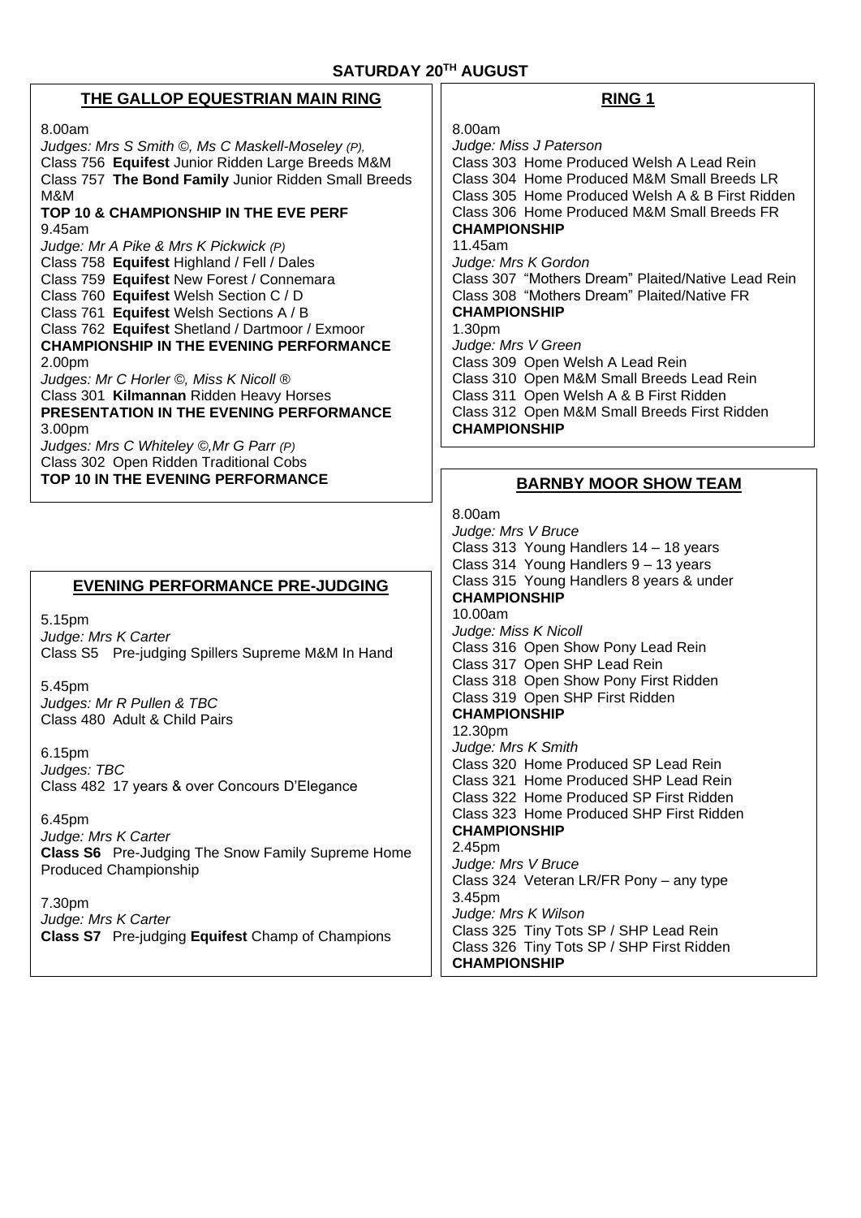# SATURDAY 20TH AUGUST

## THE GALLOP EQUESTRIAN MAIN RING

8.00am
*Judges: Mrs S Smith ©, Ms C Maskell-Moseley (P),*
Class 756 **Equifest** Junior Ridden Large Breeds M&M
Class 757 **The Bond Family** Junior Ridden Small Breeds M&M
**TOP 10 & CHAMPIONSHIP IN THE EVE PERF**
9.45am
*Judge: Mr A Pike & Mrs K Pickwick (P)*
Class 758 **Equifest** Highland / Fell / Dales
Class 759 **Equifest** New Forest / Connemara
Class 760 **Equifest** Welsh Section C / D
Class 761 **Equifest** Welsh Sections A / B
Class 762 **Equifest** Shetland / Dartmoor / Exmoor
**CHAMPIONSHIP IN THE EVENING PERFORMANCE**
2.00pm
*Judges: Mr C Horler ©, Miss K Nicoll ®*
Class 301 **Kilmannan** Ridden Heavy Horses
**PRESENTATION IN THE EVENING PERFORMANCE**
3.00pm
*Judges: Mrs C Whiteley ©,Mr G Parr (P)*
Class 302 Open Ridden Traditional Cobs
**TOP 10 IN THE EVENING PERFORMANCE**

## EVENING PERFORMANCE PRE-JUDGING

5.15pm
*Judge: Mrs K Carter*
Class S5 Pre-judging Spillers Supreme M&M In Hand

5.45pm
*Judges: Mr R Pullen & TBC*
Class 480 Adult & Child Pairs

6.15pm
*Judges: TBC*
Class 482 17 years & over Concours D'Elegance

6.45pm
*Judge: Mrs K Carter*
**Class S6** Pre-Judging The Snow Family Supreme Home Produced Championship

7.30pm
*Judge: Mrs K Carter*
**Class S7** Pre-judging **Equifest** Champ of Champions

## RING 1

8.00am
*Judge: Miss J Paterson*
Class 303 Home Produced Welsh A Lead Rein
Class 304 Home Produced M&M Small Breeds LR
Class 305 Home Produced Welsh A & B First Ridden
Class 306 Home Produced M&M Small Breeds FR
**CHAMPIONSHIP**
11.45am
*Judge: Mrs K Gordon*
Class 307 "Mothers Dream" Plaited/Native Lead Rein
Class 308 "Mothers Dream" Plaited/Native FR
**CHAMPIONSHIP**
1.30pm
*Judge: Mrs V Green*
Class 309 Open Welsh A Lead Rein
Class 310 Open M&M Small Breeds Lead Rein
Class 311 Open Welsh A & B First Ridden
Class 312 Open M&M Small Breeds First Ridden
**CHAMPIONSHIP**

## BARNBY MOOR SHOW TEAM

8.00am
*Judge: Mrs V Bruce*
Class 313 Young Handlers 14 – 18 years
Class 314 Young Handlers 9 – 13 years
Class 315 Young Handlers 8 years & under
**CHAMPIONSHIP**
10.00am
*Judge: Miss K Nicoll*
Class 316 Open Show Pony Lead Rein
Class 317 Open SHP Lead Rein
Class 318 Open Show Pony First Ridden
Class 319 Open SHP First Ridden
**CHAMPIONSHIP**
12.30pm
*Judge: Mrs K Smith*
Class 320 Home Produced SP Lead Rein
Class 321 Home Produced SHP Lead Rein
Class 322 Home Produced SP First Ridden
Class 323 Home Produced SHP First Ridden
**CHAMPIONSHIP**
2.45pm
*Judge: Mrs V Bruce*
Class 324 Veteran LR/FR Pony – any type
3.45pm
*Judge: Mrs K Wilson*
Class 325 Tiny Tots SP / SHP Lead Rein
Class 326 Tiny Tots SP / SHP First Ridden
**CHAMPIONSHIP**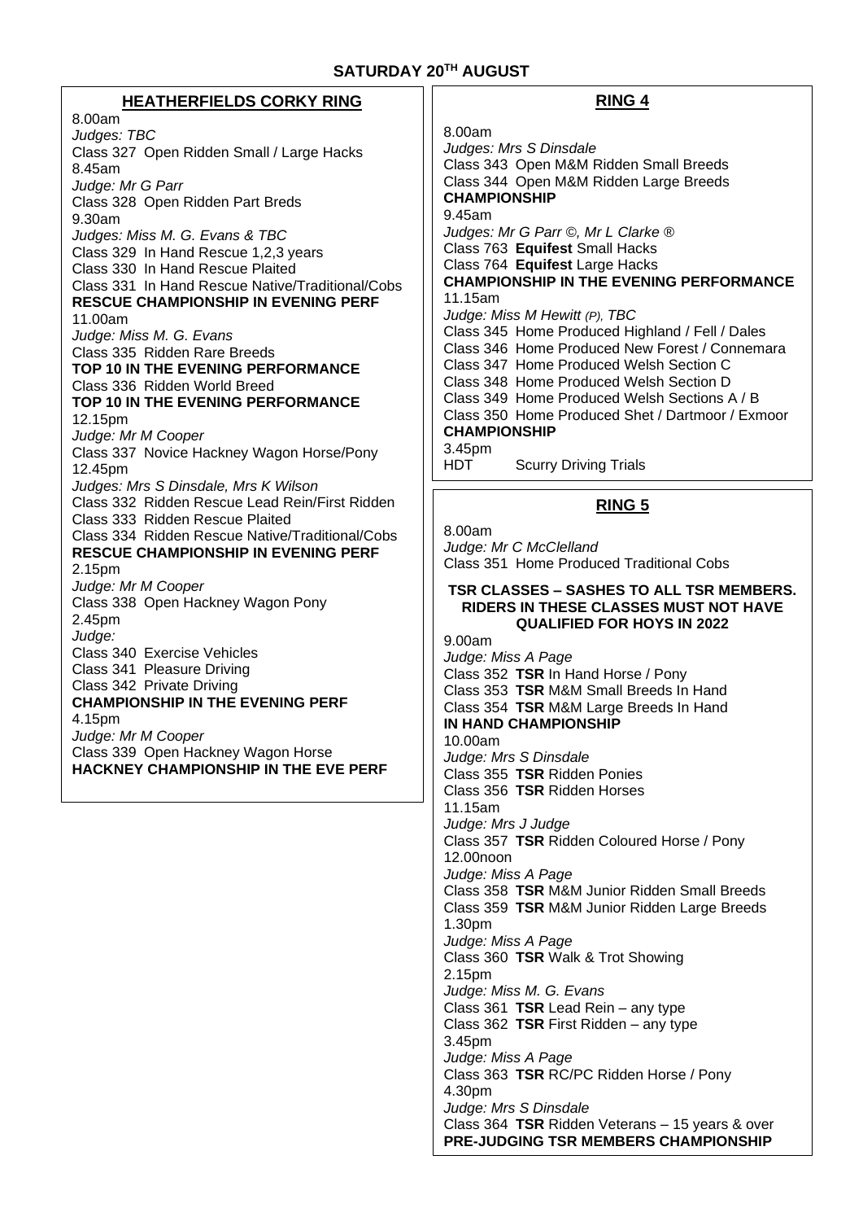# SATURDAY 20TH AUGUST

## HEATHERFIELDS CORKY RING

8.00am
*Judges: TBC*
Class 327 Open Ridden Small / Large Hacks
8.45am
*Judge: Mr G Parr*
Class 328 Open Ridden Part Breds
9.30am
*Judges: Miss M. G. Evans & TBC*
Class 329 In Hand Rescue 1,2,3 years
Class 330 In Hand Rescue Plaited
Class 331 In Hand Rescue Native/Traditional/Cobs
**RESCUE CHAMPIONSHIP IN EVENING PERF**
11.00am
*Judge: Miss M. G. Evans*
Class 335 Ridden Rare Breeds
**TOP 10 IN THE EVENING PERFORMANCE**
Class 336 Ridden World Breed
**TOP 10 IN THE EVENING PERFORMANCE**
12.15pm
*Judge: Mr M Cooper*
Class 337 Novice Hackney Wagon Horse/Pony
12.45pm
*Judges: Mrs S Dinsdale, Mrs K Wilson*
Class 332 Ridden Rescue Lead Rein/First Ridden
Class 333 Ridden Rescue Plaited
Class 334 Ridden Rescue Native/Traditional/Cobs
**RESCUE CHAMPIONSHIP IN EVENING PERF**
2.15pm
*Judge: Mr M Cooper*
Class 338 Open Hackney Wagon Pony
2.45pm
*Judge:*
Class 340 Exercise Vehicles
Class 341 Pleasure Driving
Class 342 Private Driving
**CHAMPIONSHIP IN THE EVENING PERF**
4.15pm
*Judge: Mr M Cooper*
Class 339 Open Hackney Wagon Horse
**HACKNEY CHAMPIONSHIP IN THE EVE PERF**

## RING 4

8.00am
*Judges: Mrs S Dinsdale*
Class 343 Open M&M Ridden Small Breeds
Class 344 Open M&M Ridden Large Breeds
**CHAMPIONSHIP**
9.45am
*Judges: Mr G Parr ©, Mr L Clarke ®*
Class 763 **Equifest** Small Hacks
Class 764 **Equifest** Large Hacks
**CHAMPIONSHIP IN THE EVENING PERFORMANCE**
11.15am
*Judge: Miss M Hewitt (P), TBC*
Class 345 Home Produced Highland / Fell / Dales
Class 346 Home Produced New Forest / Connemara
Class 347 Home Produced Welsh Section C
Class 348 Home Produced Welsh Section D
Class 349 Home Produced Welsh Sections A / B
Class 350 Home Produced Shet / Dartmoor / Exmoor
**CHAMPIONSHIP**
3.45pm
HDT Scurry Driving Trials

## RING 5

8.00am
*Judge: Mr C McClelland*
Class 351 Home Produced Traditional Cobs

**TSR CLASSES – SASHES TO ALL TSR MEMBERS. RIDERS IN THESE CLASSES MUST NOT HAVE QUALIFIED FOR HOYS IN 2022**

9.00am
*Judge: Miss A Page*
Class 352 **TSR** In Hand Horse / Pony
Class 353 **TSR** M&M Small Breeds In Hand
Class 354 **TSR** M&M Large Breeds In Hand
**IN HAND CHAMPIONSHIP**
10.00am
*Judge: Mrs S Dinsdale*
Class 355 **TSR** Ridden Ponies
Class 356 **TSR** Ridden Horses
11.15am
*Judge: Mrs J Judge*
Class 357 **TSR** Ridden Coloured Horse / Pony
12.00noon
*Judge: Miss A Page*
Class 358 **TSR** M&M Junior Ridden Small Breeds
Class 359 **TSR** M&M Junior Ridden Large Breeds
1.30pm
*Judge: Miss A Page*
Class 360 **TSR** Walk & Trot Showing
2.15pm
*Judge: Miss M. G. Evans*
Class 361 **TSR** Lead Rein – any type
Class 362 **TSR** First Ridden – any type
3.45pm
*Judge: Miss A Page*
Class 363 **TSR** RC/PC Ridden Horse / Pony
4.30pm
*Judge: Mrs S Dinsdale*
Class 364 **TSR** Ridden Veterans – 15 years & over
**PRE-JUDGING TSR MEMBERS CHAMPIONSHIP**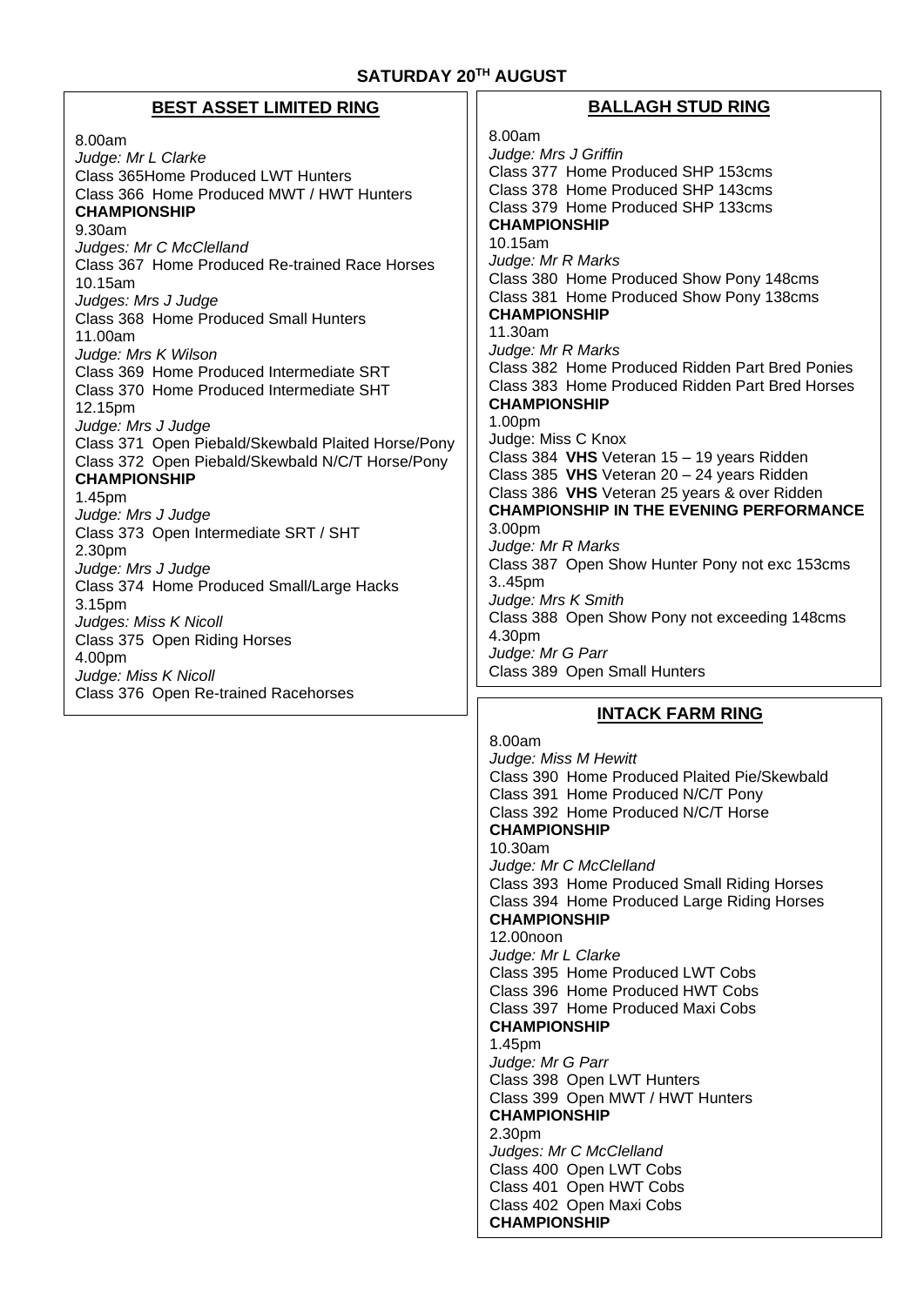# SATURDAY 20TH AUGUST

## BEST ASSET LIMITED RING

8.00am
*Judge: Mr L Clarke*
Class 365Home Produced LWT Hunters
Class 366 Home Produced MWT / HWT Hunters
**CHAMPIONSHIP**
9.30am
*Judges: Mr C McClelland*
Class 367 Home Produced Re-trained Race Horses
10.15am
*Judges: Mrs J Judge*
Class 368 Home Produced Small Hunters
11.00am
*Judge: Mrs K Wilson*
Class 369 Home Produced Intermediate SRT
Class 370 Home Produced Intermediate SHT
12.15pm
*Judge: Mrs J Judge*
Class 371 Open Piebald/Skewbald Plaited Horse/Pony
Class 372 Open Piebald/Skewbald N/C/T Horse/Pony
**CHAMPIONSHIP**
1.45pm
*Judge: Mrs J Judge*
Class 373 Open Intermediate SRT / SHT
2.30pm
*Judge: Mrs J Judge*
Class 374 Home Produced Small/Large Hacks
3.15pm
*Judges: Miss K Nicoll*
Class 375 Open Riding Horses
4.00pm
*Judge: Miss K Nicoll*
Class 376 Open Re-trained Racehorses

## BALLAGH STUD RING

8.00am
*Judge: Mrs J Griffin*
Class 377 Home Produced SHP 153cms
Class 378 Home Produced SHP 143cms
Class 379 Home Produced SHP 133cms
**CHAMPIONSHIP**
10.15am
*Judge: Mr R Marks*
Class 380 Home Produced Show Pony 148cms
Class 381 Home Produced Show Pony 138cms
**CHAMPIONSHIP**
11.30am
*Judge: Mr R Marks*
Class 382 Home Produced Ridden Part Bred Ponies
Class 383 Home Produced Ridden Part Bred Horses
**CHAMPIONSHIP**
1.00pm
Judge: Miss C Knox
Class 384 **VHS** Veteran 15 – 19 years Ridden
Class 385 **VHS** Veteran 20 – 24 years Ridden
Class 386 **VHS** Veteran 25 years & over Ridden
**CHAMPIONSHIP IN THE EVENING PERFORMANCE**
3.00pm
*Judge: Mr R Marks*
Class 387 Open Show Hunter Pony not exc 153cms
3..45pm
*Judge: Mrs K Smith*
Class 388 Open Show Pony not exceeding 148cms
4.30pm
*Judge: Mr G Parr*
Class 389 Open Small Hunters

## INTACK FARM RING

8.00am
*Judge: Miss M Hewitt*
Class 390 Home Produced Plaited Pie/Skewbald
Class 391 Home Produced N/C/T Pony
Class 392 Home Produced N/C/T Horse
**CHAMPIONSHIP**
10.30am
*Judge: Mr C McClelland*
Class 393 Home Produced Small Riding Horses
Class 394 Home Produced Large Riding Horses
**CHAMPIONSHIP**
12.00noon
*Judge: Mr L Clarke*
Class 395 Home Produced LWT Cobs
Class 396 Home Produced HWT Cobs
Class 397 Home Produced Maxi Cobs
**CHAMPIONSHIP**
1.45pm
*Judge: Mr G Parr*
Class 398 Open LWT Hunters
Class 399 Open MWT / HWT Hunters
**CHAMPIONSHIP**
2.30pm
*Judges: Mr C McClelland*
Class 400 Open LWT Cobs
Class 401 Open HWT Cobs
Class 402 Open Maxi Cobs
**CHAMPIONSHIP**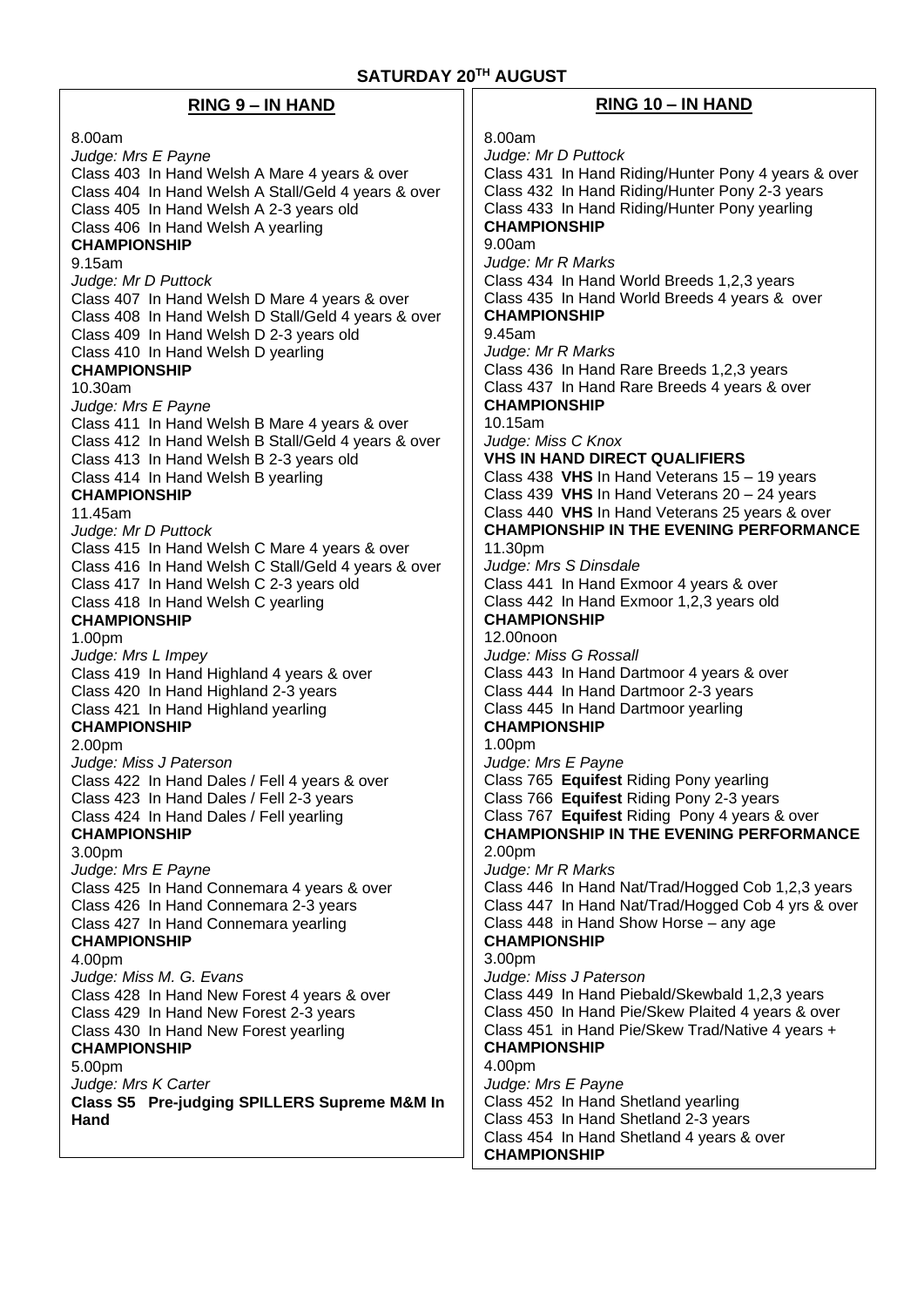**SATURDAY 20TH AUGUST**

## RING 9 – IN HAND

8.00am
*Judge: Mrs E Payne*
Class 403 In Hand Welsh A Mare 4 years & over
Class 404 In Hand Welsh A Stall/Geld 4 years & over
Class 405 In Hand Welsh A 2-3 years old
Class 406 In Hand Welsh A yearling
**CHAMPIONSHIP**

9.15am
*Judge: Mr D Puttock*
Class 407 In Hand Welsh D Mare 4 years & over
Class 408 In Hand Welsh D Stall/Geld 4 years & over
Class 409 In Hand Welsh D 2-3 years old
Class 410 In Hand Welsh D yearling
**CHAMPIONSHIP**

10.30am
*Judge: Mrs E Payne*
Class 411 In Hand Welsh B Mare 4 years & over
Class 412 In Hand Welsh B Stall/Geld 4 years & over
Class 413 In Hand Welsh B 2-3 years old
Class 414 In Hand Welsh B yearling
**CHAMPIONSHIP**

11.45am
*Judge: Mr D Puttock*
Class 415 In Hand Welsh C Mare 4 years & over
Class 416 In Hand Welsh C Stall/Geld 4 years & over
Class 417 In Hand Welsh C 2-3 years old
Class 418 In Hand Welsh C yearling
**CHAMPIONSHIP**

1.00pm
*Judge: Mrs L Impey*
Class 419 In Hand Highland 4 years & over
Class 420 In Hand Highland 2-3 years
Class 421 In Hand Highland yearling
**CHAMPIONSHIP**

2.00pm
*Judge: Miss J Paterson*
Class 422 In Hand Dales / Fell 4 years & over
Class 423 In Hand Dales / Fell 2-3 years
Class 424 In Hand Dales / Fell yearling
**CHAMPIONSHIP**

3.00pm
*Judge: Mrs E Payne*
Class 425 In Hand Connemara 4 years & over
Class 426 In Hand Connemara 2-3 years
Class 427 In Hand Connemara yearling
**CHAMPIONSHIP**

4.00pm
*Judge: Miss M. G. Evans*
Class 428 In Hand New Forest 4 years & over
Class 429 In Hand New Forest 2-3 years
Class 430 In Hand New Forest yearling
**CHAMPIONSHIP**

5.00pm
*Judge: Mrs K Carter*
**Class S5 Pre-judging SPILLERS Supreme M&M In Hand**

## RING 10 – IN HAND

8.00am
*Judge: Mr D Puttock*
Class 431 In Hand Riding/Hunter Pony 4 years & over
Class 432 In Hand Riding/Hunter Pony 2-3 years
Class 433 In Hand Riding/Hunter Pony yearling
**CHAMPIONSHIP**

9.00am
*Judge: Mr R Marks*
Class 434 In Hand World Breeds 1,2,3 years
Class 435 In Hand World Breeds 4 years & over
**CHAMPIONSHIP**

9.45am
*Judge: Mr R Marks*
Class 436 In Hand Rare Breeds 1,2,3 years
Class 437 In Hand Rare Breeds 4 years & over
**CHAMPIONSHIP**

10.15am
*Judge: Miss C Knox*
**VHS IN HAND DIRECT QUALIFIERS**
Class 438 **VHS** In Hand Veterans 15 – 19 years
Class 439 **VHS** In Hand Veterans 20 – 24 years
Class 440 **VHS** In Hand Veterans 25 years & over
**CHAMPIONSHIP IN THE EVENING PERFORMANCE**

11.30pm
*Judge: Mrs S Dinsdale*
Class 441 In Hand Exmoor 4 years & over
Class 442 In Hand Exmoor 1,2,3 years old
**CHAMPIONSHIP**

12.00noon
*Judge: Miss G Rossall*
Class 443 In Hand Dartmoor 4 years & over
Class 444 In Hand Dartmoor 2-3 years
Class 445 In Hand Dartmoor yearling
**CHAMPIONSHIP**

1.00pm
*Judge: Mrs E Payne*
Class 765 **Equifest** Riding Pony yearling
Class 766 **Equifest** Riding Pony 2-3 years
Class 767 **Equifest** Riding Pony 4 years & over
**CHAMPIONSHIP IN THE EVENING PERFORMANCE**

2.00pm
*Judge: Mr R Marks*
Class 446 In Hand Nat/Trad/Hogged Cob 1,2,3 years
Class 447 In Hand Nat/Trad/Hogged Cob 4 yrs & over
Class 448 in Hand Show Horse – any age
**CHAMPIONSHIP**

3.00pm
*Judge: Miss J Paterson*
Class 449 In Hand Piebald/Skewbald 1,2,3 years
Class 450 In Hand Pie/Skew Plaited 4 years & over
Class 451 in Hand Pie/Skew Trad/Native 4 years +
**CHAMPIONSHIP**

4.00pm
*Judge: Mrs E Payne*
Class 452 In Hand Shetland yearling
Class 453 In Hand Shetland 2-3 years
Class 454 In Hand Shetland 4 years & over
**CHAMPIONSHIP**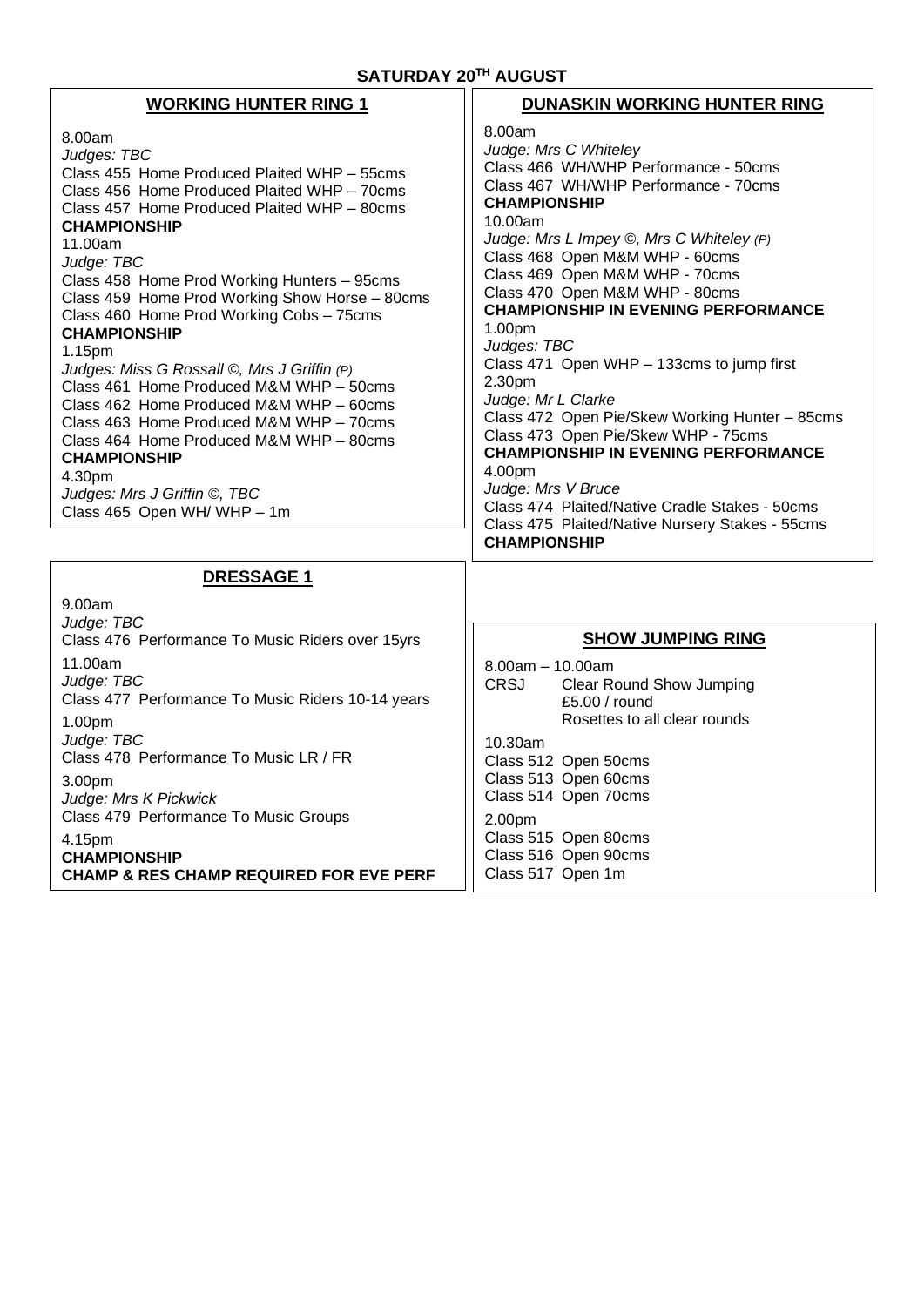# SATURDAY 20TH AUGUST

## WORKING HUNTER RING 1

8.00am
*Judges: TBC*
Class 455 Home Produced Plaited WHP – 55cms
Class 456 Home Produced Plaited WHP – 70cms
Class 457 Home Produced Plaited WHP – 80cms
**CHAMPIONSHIP**
11.00am
*Judge: TBC*
Class 458 Home Prod Working Hunters – 95cms
Class 459 Home Prod Working Show Horse – 80cms
Class 460 Home Prod Working Cobs – 75cms
**CHAMPIONSHIP**
1.15pm
*Judges: Miss G Rossall ©, Mrs J Griffin (P)*
Class 461 Home Produced M&M WHP – 50cms
Class 462 Home Produced M&M WHP – 60cms
Class 463 Home Produced M&M WHP – 70cms
Class 464 Home Produced M&M WHP – 80cms
**CHAMPIONSHIP**
4.30pm
*Judges: Mrs J Griffin ©, TBC*
Class 465 Open WH/ WHP – 1m

## DUNASKIN WORKING HUNTER RING

8.00am
*Judge: Mrs C Whiteley*
Class 466 WH/WHP Performance - 50cms
Class 467 WH/WHP Performance - 70cms
**CHAMPIONSHIP**
10.00am
*Judge: Mrs L Impey ©, Mrs C Whiteley (P)*
Class 468 Open M&M WHP - 60cms
Class 469 Open M&M WHP - 70cms
Class 470 Open M&M WHP - 80cms
**CHAMPIONSHIP IN EVENING PERFORMANCE**
1.00pm
*Judges: TBC*
Class 471 Open WHP – 133cms to jump first
2.30pm
*Judge: Mr L Clarke*
Class 472 Open Pie/Skew Working Hunter – 85cms
Class 473 Open Pie/Skew WHP - 75cms
**CHAMPIONSHIP IN EVENING PERFORMANCE**
4.00pm
*Judge: Mrs V Bruce*
Class 474 Plaited/Native Cradle Stakes - 50cms
Class 475 Plaited/Native Nursery Stakes - 55cms
**CHAMPIONSHIP**

## DRESSAGE 1

9.00am
*Judge: TBC*
Class 476 Performance To Music Riders over 15yrs

11.00am
*Judge: TBC*
Class 477 Performance To Music Riders 10-14 years

1.00pm
*Judge: TBC*
Class 478 Performance To Music LR / FR

3.00pm
*Judge: Mrs K Pickwick*
Class 479 Performance To Music Groups

4.15pm
**CHAMPIONSHIP**
**CHAMP & RES CHAMP REQUIRED FOR EVE PERF**

## SHOW JUMPING RING

8.00am – 10.00am
CRSJ Clear Round Show Jumping
£5.00 / round
Rosettes to all clear rounds

10.30am
Class 512 Open 50cms
Class 513 Open 60cms
Class 514 Open 70cms

2.00pm
Class 515 Open 80cms
Class 516 Open 90cms
Class 517 Open 1m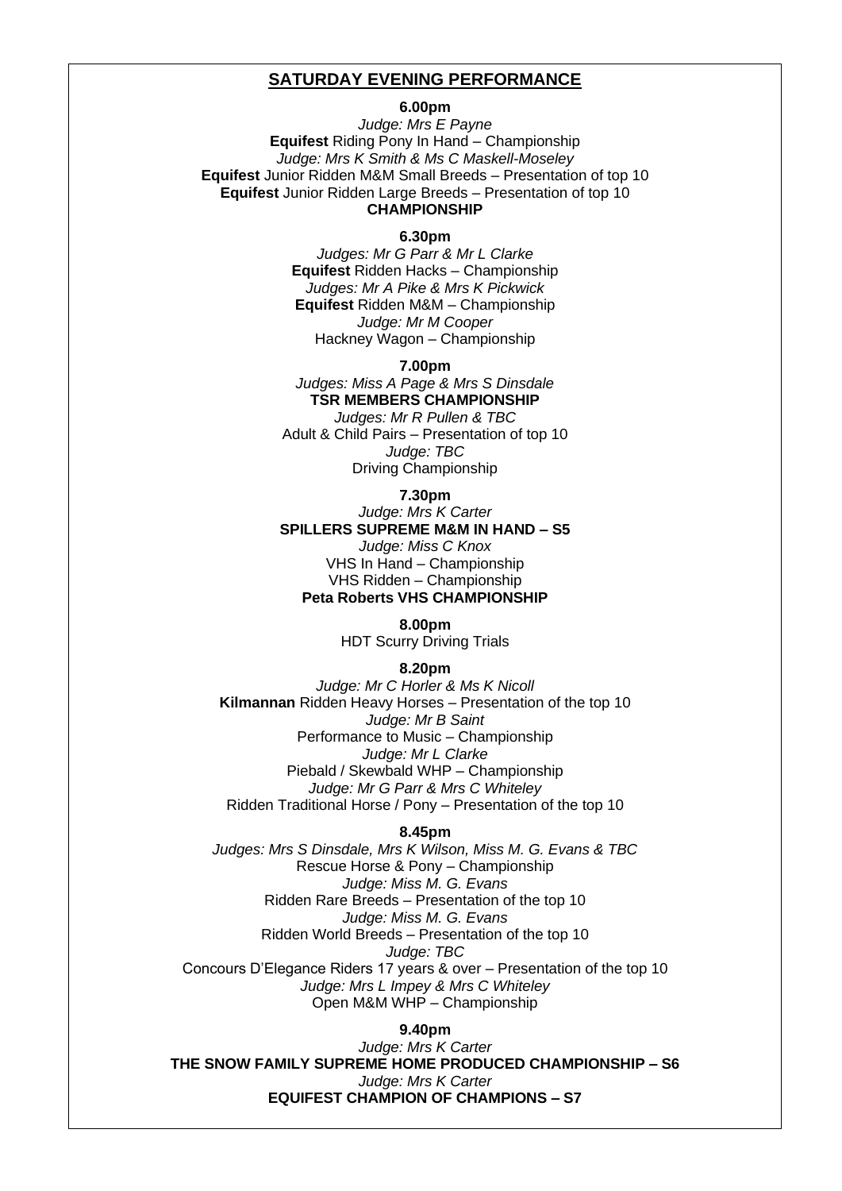## SATURDAY EVENING PERFORMANCE

**6.00pm**

*Judge: Mrs E Payne*

**Equifest** Riding Pony In Hand – Championship

*Judge: Mrs K Smith & Ms C Maskell-Moseley*

**Equifest** Junior Ridden M&M Small Breeds – Presentation of top 10

**Equifest** Junior Ridden Large Breeds – Presentation of top 10

**CHAMPIONSHIP**

**6.30pm**

*Judges: Mr G Parr & Mr L Clarke*

**Equifest** Ridden Hacks – Championship

*Judges: Mr A Pike & Mrs K Pickwick*

**Equifest** Ridden M&M – Championship

*Judge: Mr M Cooper*

Hackney Wagon – Championship

**7.00pm**

*Judges: Miss A Page & Mrs S Dinsdale*

**TSR MEMBERS CHAMPIONSHIP**

*Judges: Mr R Pullen & TBC*

Adult & Child Pairs – Presentation of top 10

*Judge: TBC*

Driving Championship

**7.30pm**

*Judge: Mrs K Carter*

**SPILLERS SUPREME M&M IN HAND – S5**

*Judge: Miss C Knox*

VHS In Hand – Championship

VHS Ridden – Championship

**Peta Roberts VHS CHAMPIONSHIP**

**8.00pm**

HDT Scurry Driving Trials

**8.20pm**

*Judge: Mr C Horler & Ms K Nicoll*

**Kilmannan** Ridden Heavy Horses – Presentation of the top 10

*Judge: Mr B Saint*

Performance to Music – Championship

*Judge: Mr L Clarke*

Piebald / Skewbald WHP – Championship

*Judge: Mr G Parr & Mrs C Whiteley*

Ridden Traditional Horse / Pony – Presentation of the top 10

**8.45pm**

*Judges: Mrs S Dinsdale, Mrs K Wilson, Miss M. G. Evans & TBC*

Rescue Horse & Pony – Championship

*Judge: Miss M. G. Evans*

Ridden Rare Breeds – Presentation of the top 10

*Judge: Miss M. G. Evans*

Ridden World Breeds – Presentation of the top 10

*Judge: TBC*

Concours D'Elegance Riders 17 years & over – Presentation of the top 10

*Judge: Mrs L Impey & Mrs C Whiteley*

Open M&M WHP – Championship

**9.40pm**

*Judge: Mrs K Carter*

**THE SNOW FAMILY SUPREME HOME PRODUCED CHAMPIONSHIP – S6**

*Judge: Mrs K Carter*

**EQUIFEST CHAMPION OF CHAMPIONS – S7**